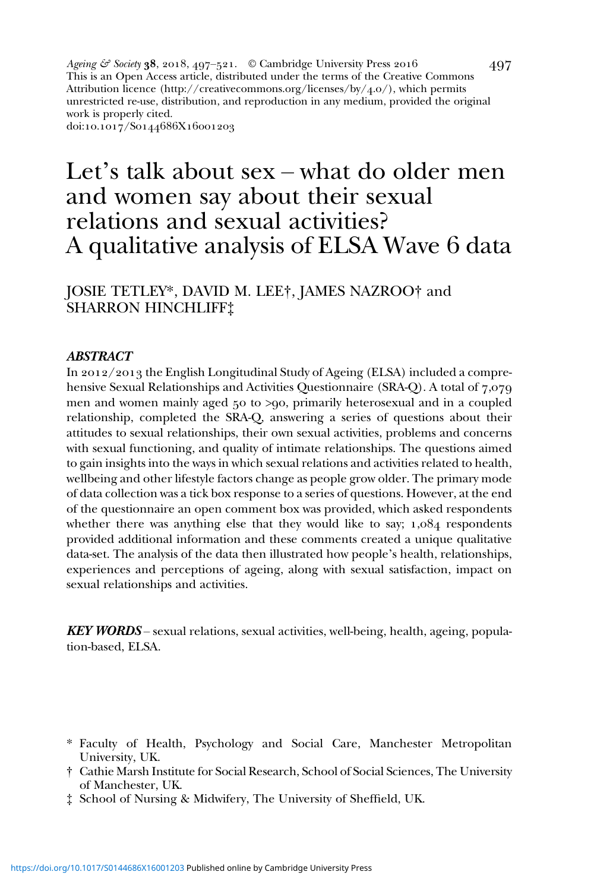Ageing & Society 38, 2018, 497–521. © Cambridge University Press 2016
This is an Open Access article, distributed under the terms of the Creative Commons Attribution licence (http://creativecommons.org/licenses/by/4.0/), which permits unrestricted re-use, distribution, and reproduction in any medium, provided the original work is properly cited.
doi:10.1017/S0144686X16001203

# Let's talk about sex – what do older men and women say about their sexual relations and sexual activities? A qualitative analysis of ELSA Wave 6 data

JOSIE TETLEY*, DAVID M. LEE†, JAMES NAZROO† and SHARRON HINCHLIFF‡

## *ABSTRACT*

In 2012/2013 the English Longitudinal Study of Ageing (ELSA) included a comprehensive Sexual Relationships and Activities Questionnaire (SRA-Q). A total of 7,079 men and women mainly aged 50 to >90, primarily heterosexual and in a coupled relationship, completed the SRA-Q, answering a series of questions about their attitudes to sexual relationships, their own sexual activities, problems and concerns with sexual functioning, and quality of intimate relationships. The questions aimed to gain insights into the ways in which sexual relations and activities related to health, wellbeing and other lifestyle factors change as people grow older. The primary mode of data collection was a tick box response to a series of questions. However, at the end of the questionnaire an open comment box was provided, which asked respondents whether there was anything else that they would like to say; 1,084 respondents provided additional information and these comments created a unique qualitative data-set. The analysis of the data then illustrated how people's health, relationships, experiences and perceptions of ageing, along with sexual satisfaction, impact on sexual relationships and activities.

***KEY WORDS*** – sexual relations, sexual activities, well-being, health, ageing, population-based, ELSA.

\* Faculty of Health, Psychology and Social Care, Manchester Metropolitan University, UK.

† Cathie Marsh Institute for Social Research, School of Social Sciences, The University of Manchester, UK.

‡ School of Nursing & Midwifery, The University of Sheffield, UK.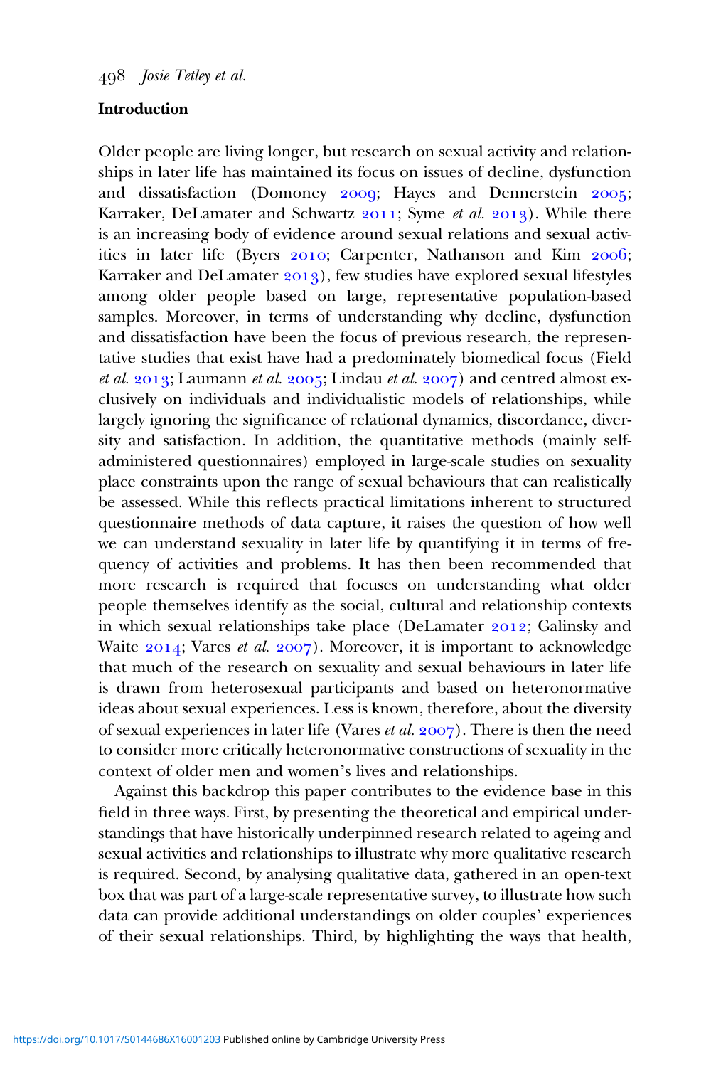## Introduction

Older people are living longer, but research on sexual activity and relationships in later life has maintained its focus on issues of decline, dysfunction and dissatisfaction (Domoney 2009; Hayes and Dennerstein 2005; Karraker, DeLamater and Schwartz 2011; Syme *et al.* 2013). While there is an increasing body of evidence around sexual relations and sexual activities in later life (Byers 2010; Carpenter, Nathanson and Kim 2006; Karraker and DeLamater 2013), few studies have explored sexual lifestyles among older people based on large, representative population-based samples. Moreover, in terms of understanding why decline, dysfunction and dissatisfaction have been the focus of previous research, the representative studies that exist have had a predominately biomedical focus (Field *et al.* 2013; Laumann *et al.* 2005; Lindau *et al.* 2007) and centred almost exclusively on individuals and individualistic models of relationships, while largely ignoring the significance of relational dynamics, discordance, diversity and satisfaction. In addition, the quantitative methods (mainly self-administered questionnaires) employed in large-scale studies on sexuality place constraints upon the range of sexual behaviours that can realistically be assessed. While this reflects practical limitations inherent to structured questionnaire methods of data capture, it raises the question of how well we can understand sexuality in later life by quantifying it in terms of frequency of activities and problems. It has then been recommended that more research is required that focuses on understanding what older people themselves identify as the social, cultural and relationship contexts in which sexual relationships take place (DeLamater 2012; Galinsky and Waite 2014; Vares *et al.* 2007). Moreover, it is important to acknowledge that much of the research on sexuality and sexual behaviours in later life is drawn from heterosexual participants and based on heteronormative ideas about sexual experiences. Less is known, therefore, about the diversity of sexual experiences in later life (Vares *et al.* 2007). There is then the need to consider more critically heteronormative constructions of sexuality in the context of older men and women's lives and relationships.

Against this backdrop this paper contributes to the evidence base in this field in three ways. First, by presenting the theoretical and empirical understandings that have historically underpinned research related to ageing and sexual activities and relationships to illustrate why more qualitative research is required. Second, by analysing qualitative data, gathered in an open-text box that was part of a large-scale representative survey, to illustrate how such data can provide additional understandings on older couples' experiences of their sexual relationships. Third, by highlighting the ways that health,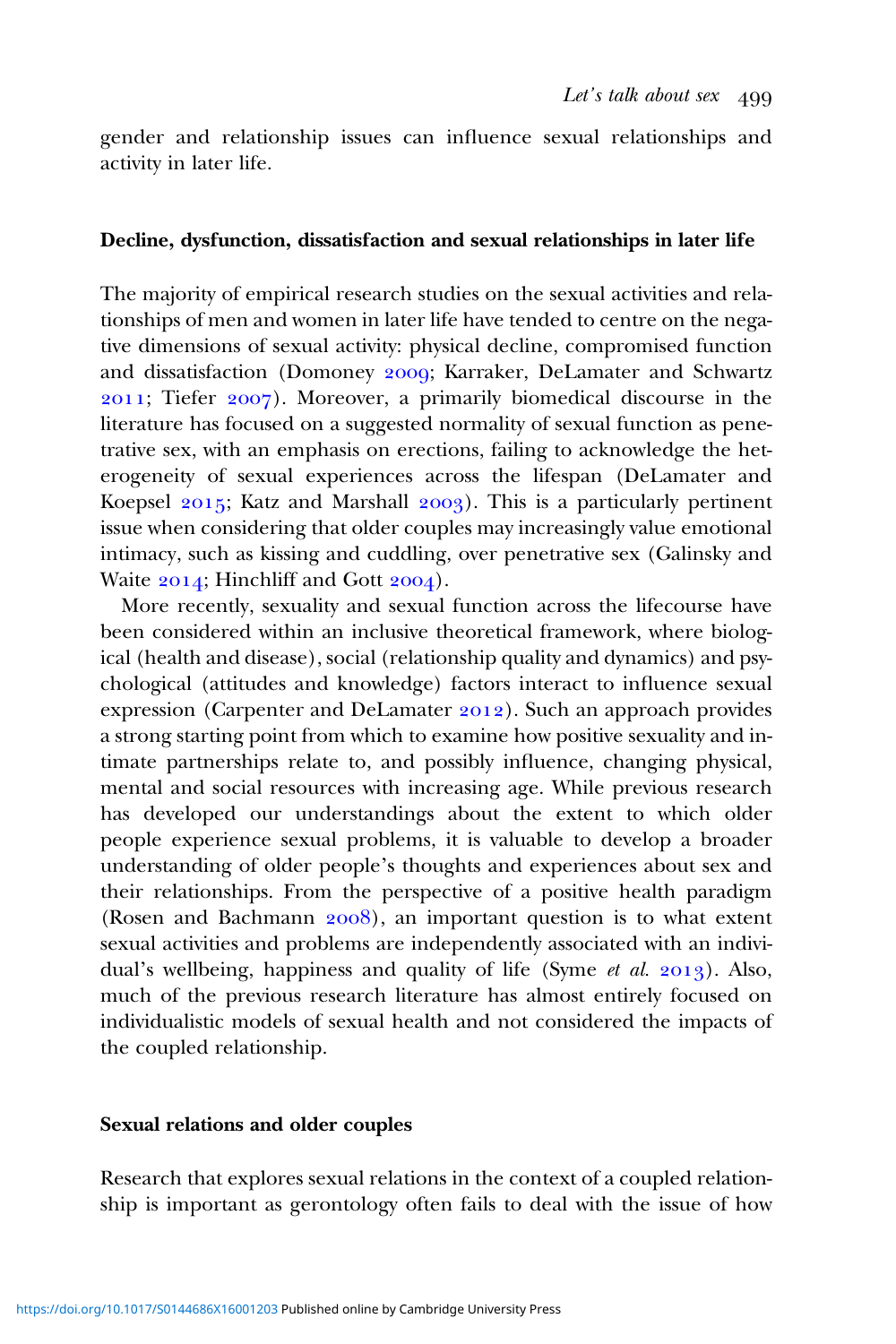gender and relationship issues can influence sexual relationships and activity in later life.

## Decline, dysfunction, dissatisfaction and sexual relationships in later life

The majority of empirical research studies on the sexual activities and relationships of men and women in later life have tended to centre on the negative dimensions of sexual activity: physical decline, compromised function and dissatisfaction (Domoney 2009; Karraker, DeLamater and Schwartz 2011; Tiefer 2007). Moreover, a primarily biomedical discourse in the literature has focused on a suggested normality of sexual function as penetrative sex, with an emphasis on erections, failing to acknowledge the heterogeneity of sexual experiences across the lifespan (DeLamater and Koepsel 2015; Katz and Marshall 2003). This is a particularly pertinent issue when considering that older couples may increasingly value emotional intimacy, such as kissing and cuddling, over penetrative sex (Galinsky and Waite 2014; Hinchliff and Gott 2004).

More recently, sexuality and sexual function across the lifecourse have been considered within an inclusive theoretical framework, where biological (health and disease), social (relationship quality and dynamics) and psychological (attitudes and knowledge) factors interact to influence sexual expression (Carpenter and DeLamater 2012). Such an approach provides a strong starting point from which to examine how positive sexuality and intimate partnerships relate to, and possibly influence, changing physical, mental and social resources with increasing age. While previous research has developed our understandings about the extent to which older people experience sexual problems, it is valuable to develop a broader understanding of older people's thoughts and experiences about sex and their relationships. From the perspective of a positive health paradigm (Rosen and Bachmann 2008), an important question is to what extent sexual activities and problems are independently associated with an individual's wellbeing, happiness and quality of life (Syme *et al.* 2013). Also, much of the previous research literature has almost entirely focused on individualistic models of sexual health and not considered the impacts of the coupled relationship.

## Sexual relations and older couples

Research that explores sexual relations in the context of a coupled relationship is important as gerontology often fails to deal with the issue of how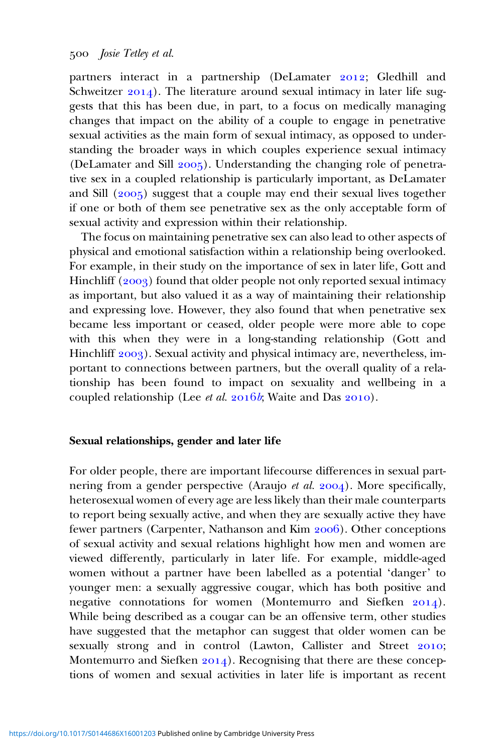partners interact in a partnership (DeLamater 2012; Gledhill and Schweitzer 2014). The literature around sexual intimacy in later life suggests that this has been due, in part, to a focus on medically managing changes that impact on the ability of a couple to engage in penetrative sexual activities as the main form of sexual intimacy, as opposed to understanding the broader ways in which couples experience sexual intimacy (DeLamater and Sill 2005). Understanding the changing role of penetrative sex in a coupled relationship is particularly important, as DeLamater and Sill (2005) suggest that a couple may end their sexual lives together if one or both of them see penetrative sex as the only acceptable form of sexual activity and expression within their relationship.

The focus on maintaining penetrative sex can also lead to other aspects of physical and emotional satisfaction within a relationship being overlooked. For example, in their study on the importance of sex in later life, Gott and Hinchliff (2003) found that older people not only reported sexual intimacy as important, but also valued it as a way of maintaining their relationship and expressing love. However, they also found that when penetrative sex became less important or ceased, older people were more able to cope with this when they were in a long-standing relationship (Gott and Hinchliff 2003). Sexual activity and physical intimacy are, nevertheless, important to connections between partners, but the overall quality of a relationship has been found to impact on sexuality and wellbeing in a coupled relationship (Lee *et al.* 2016*b*; Waite and Das 2010).

### Sexual relationships, gender and later life

For older people, there are important lifecourse differences in sexual partnering from a gender perspective (Araujo *et al.* 2004). More specifically, heterosexual women of every age are less likely than their male counterparts to report being sexually active, and when they are sexually active they have fewer partners (Carpenter, Nathanson and Kim 2006). Other conceptions of sexual activity and sexual relations highlight how men and women are viewed differently, particularly in later life. For example, middle-aged women without a partner have been labelled as a potential 'danger' to younger men: a sexually aggressive cougar, which has both positive and negative connotations for women (Montemurro and Siefken 2014). While being described as a cougar can be an offensive term, other studies have suggested that the metaphor can suggest that older women can be sexually strong and in control (Lawton, Callister and Street 2010; Montemurro and Siefken 2014). Recognising that there are these conceptions of women and sexual activities in later life is important as recent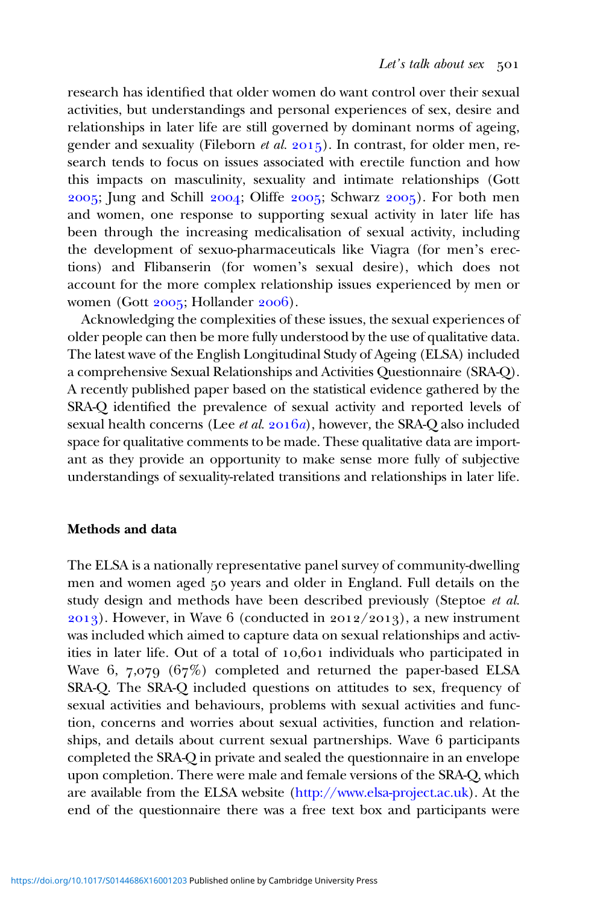research has identified that older women do want control over their sexual activities, but understandings and personal experiences of sex, desire and relationships in later life are still governed by dominant norms of ageing, gender and sexuality (Fileborn *et al.* 2015). In contrast, for older men, research tends to focus on issues associated with erectile function and how this impacts on masculinity, sexuality and intimate relationships (Gott 2005; Jung and Schill 2004; Oliffe 2005; Schwarz 2005). For both men and women, one response to supporting sexual activity in later life has been through the increasing medicalisation of sexual activity, including the development of sexuo-pharmaceuticals like Viagra (for men's erections) and Flibanserin (for women's sexual desire), which does not account for the more complex relationship issues experienced by men or women (Gott 2005; Hollander 2006).

Acknowledging the complexities of these issues, the sexual experiences of older people can then be more fully understood by the use of qualitative data. The latest wave of the English Longitudinal Study of Ageing (ELSA) included a comprehensive Sexual Relationships and Activities Questionnaire (SRA-Q). A recently published paper based on the statistical evidence gathered by the SRA-Q identified the prevalence of sexual activity and reported levels of sexual health concerns (Lee *et al.* 2016*a*), however, the SRA-Q also included space for qualitative comments to be made. These qualitative data are important as they provide an opportunity to make sense more fully of subjective understandings of sexuality-related transitions and relationships in later life.

## Methods and data

The ELSA is a nationally representative panel survey of community-dwelling men and women aged 50 years and older in England. Full details on the study design and methods have been described previously (Steptoe *et al.* 2013). However, in Wave 6 (conducted in 2012/2013), a new instrument was included which aimed to capture data on sexual relationships and activities in later life. Out of a total of 10,601 individuals who participated in Wave 6, 7,079 (67%) completed and returned the paper-based ELSA SRA-Q. The SRA-Q included questions on attitudes to sex, frequency of sexual activities and behaviours, problems with sexual activities and function, concerns and worries about sexual activities, function and relationships, and details about current sexual partnerships. Wave 6 participants completed the SRA-Q in private and sealed the questionnaire in an envelope upon completion. There were male and female versions of the SRA-Q, which are available from the ELSA website (http://www.elsa-project.ac.uk). At the end of the questionnaire there was a free text box and participants were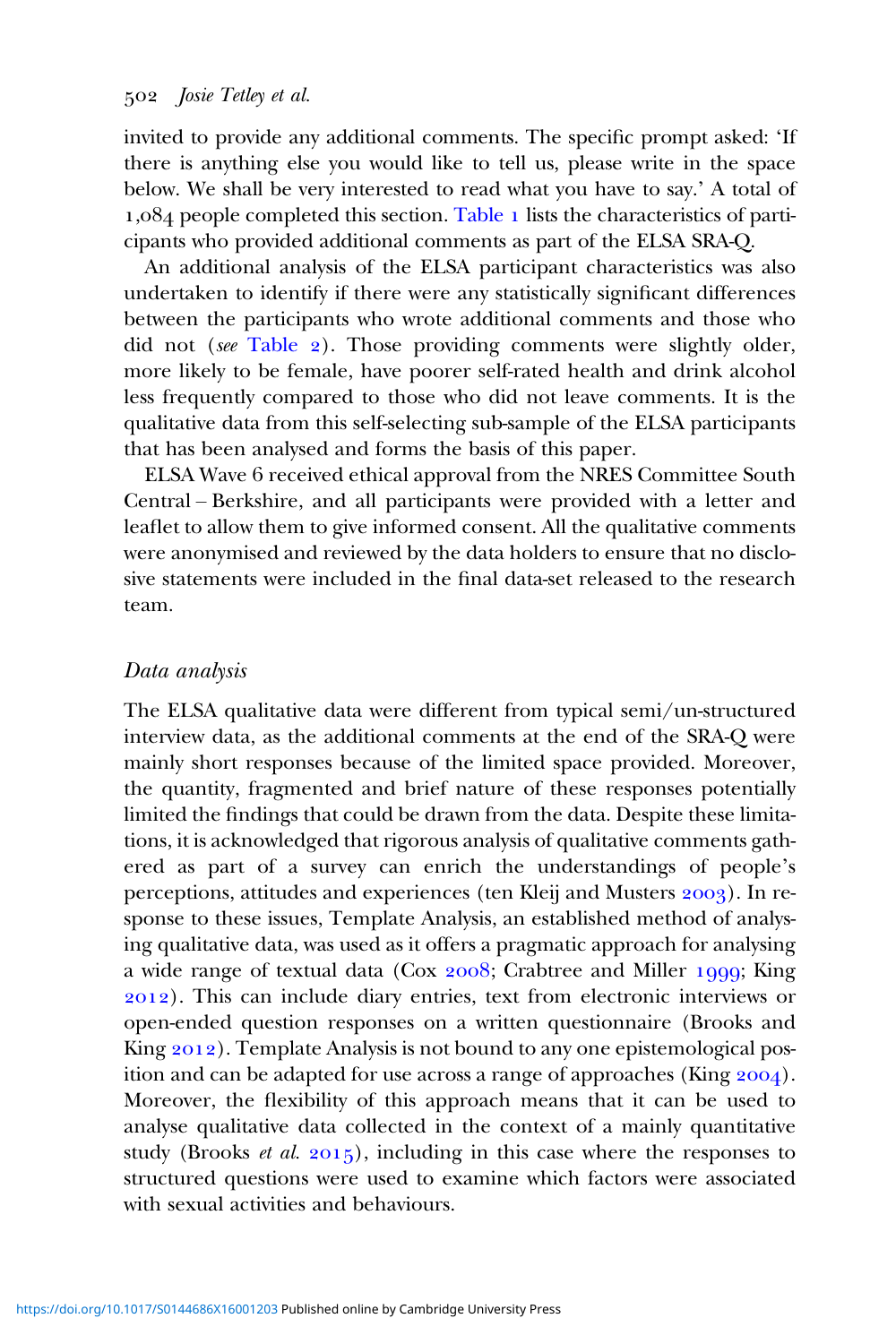invited to provide any additional comments. The specific prompt asked: 'If there is anything else you would like to tell us, please write in the space below. We shall be very interested to read what you have to say.' A total of 1,084 people completed this section. Table 1 lists the characteristics of participants who provided additional comments as part of the ELSA SRA-Q.

An additional analysis of the ELSA participant characteristics was also undertaken to identify if there were any statistically significant differences between the participants who wrote additional comments and those who did not (*see* Table 2). Those providing comments were slightly older, more likely to be female, have poorer self-rated health and drink alcohol less frequently compared to those who did not leave comments. It is the qualitative data from this self-selecting sub-sample of the ELSA participants that has been analysed and forms the basis of this paper.

ELSA Wave 6 received ethical approval from the NRES Committee South Central – Berkshire, and all participants were provided with a letter and leaflet to allow them to give informed consent. All the qualitative comments were anonymised and reviewed by the data holders to ensure that no disclosive statements were included in the final data-set released to the research team.

### *Data analysis*

The ELSA qualitative data were different from typical semi/un-structured interview data, as the additional comments at the end of the SRA-Q were mainly short responses because of the limited space provided. Moreover, the quantity, fragmented and brief nature of these responses potentially limited the findings that could be drawn from the data. Despite these limitations, it is acknowledged that rigorous analysis of qualitative comments gathered as part of a survey can enrich the understandings of people's perceptions, attitudes and experiences (ten Kleij and Musters 2003). In response to these issues, Template Analysis, an established method of analysing qualitative data, was used as it offers a pragmatic approach for analysing a wide range of textual data (Cox 2008; Crabtree and Miller 1999; King 2012). This can include diary entries, text from electronic interviews or open-ended question responses on a written questionnaire (Brooks and King 2012). Template Analysis is not bound to any one epistemological position and can be adapted for use across a range of approaches (King 2004). Moreover, the flexibility of this approach means that it can be used to analyse qualitative data collected in the context of a mainly quantitative study (Brooks *et al.* 2015), including in this case where the responses to structured questions were used to examine which factors were associated with sexual activities and behaviours.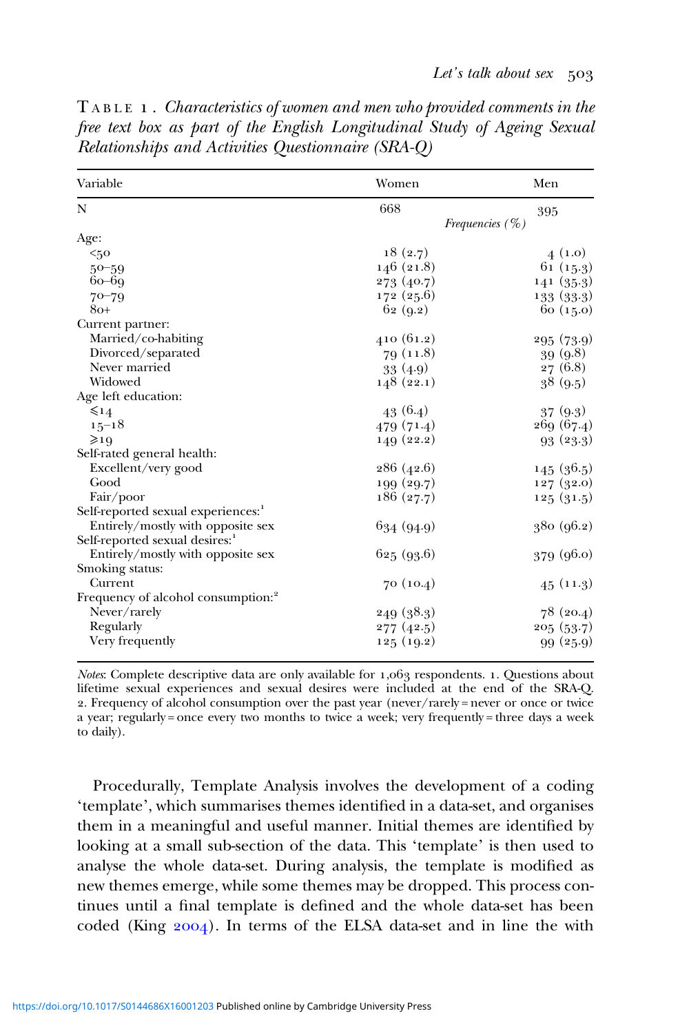TABLE 1. *Characteristics of women and men who provided comments in the free text box as part of the English Longitudinal Study of Ageing Sexual Relationships and Activities Questionnaire (SRA-Q)*

| Variable | Women | Men |
|---|---|---|
| N | 668 | 395 |
| | *Frequencies (%)* | |
| Age: | | |
| <50 | 18 (2.7) | 4 (1.0) |
| 50–59 | 146 (21.8) | 61 (15.3) |
| 60–69 | 273 (40.7) | 141 (35.3) |
| 70–79 | 172 (25.6) | 133 (33.3) |
| 80+ | 62 (9.2) | 60 (15.0) |
| Current partner: | | |
| Married/co-habiting | 410 (61.2) | 295 (73.9) |
| Divorced/separated | 79 (11.8) | 39 (9.8) |
| Never married | 33 (4.9) | 27 (6.8) |
| Widowed | 148 (22.1) | 38 (9.5) |
| Age left education: | | |
| ⩽14 | 43 (6.4) | 37 (9.3) |
| 15–18 | 479 (71.4) | 269 (67.4) |
| ⩾19 | 149 (22.2) | 93 (23.3) |
| Self-rated general health: | | |
| Excellent/very good | 286 (42.6) | 145 (36.5) |
| Good | 199 (29.7) | 127 (32.0) |
| Fair/poor | 186 (27.7) | 125 (31.5) |
| Self-reported sexual experiences:[1] | | |
| Entirely/mostly with opposite sex | 634 (94.9) | 380 (96.2) |
| Self-reported sexual desires:[1] | | |
| Entirely/mostly with opposite sex | 625 (93.6) | 379 (96.0) |
| Smoking status: | | |
| Current | 70 (10.4) | 45 (11.3) |
| Frequency of alcohol consumption:[2] | | |
| Never/rarely | 249 (38.3) | 78 (20.4) |
| Regularly | 277 (42.5) | 205 (53.7) |
| Very frequently | 125 (19.2) | 99 (25.9) |

*Notes*: Complete descriptive data are only available for 1,063 respondents. 1. Questions about lifetime sexual experiences and sexual desires were included at the end of the SRA-Q. 2. Frequency of alcohol consumption over the past year (never/rarely = never or once or twice a year; regularly = once every two months to twice a week; very frequently = three days a week to daily).

Procedurally, Template Analysis involves the development of a coding 'template', which summarises themes identified in a data-set, and organises them in a meaningful and useful manner. Initial themes are identified by looking at a small sub-section of the data. This 'template' is then used to analyse the whole data-set. During analysis, the template is modified as new themes emerge, while some themes may be dropped. This process continues until a final template is defined and the whole data-set has been coded (King 2004). In terms of the ELSA data-set and in line the with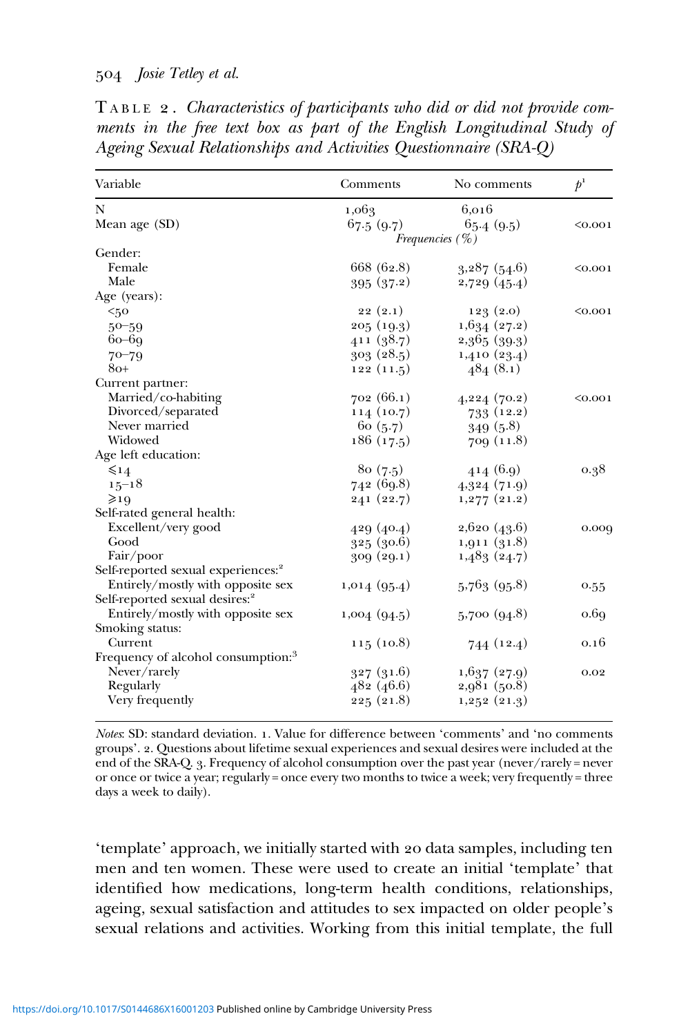TABLE 2. *Characteristics of participants who did or did not provide comments in the free text box as part of the English Longitudinal Study of Ageing Sexual Relationships and Activities Questionnaire (SRA-Q)*

| Variable | Comments | No comments | $p$[1] |
|---|---|---|---|
| N | 1,063 | 6,016 | |
| Mean age (SD) | 67.5 (9.7) | 65.4 (9.5) | <0.001 |
| | *Frequencies (%)* | | |
| Gender: | | | |
| Female | 668 (62.8) | 3,287 (54.6) | <0.001 |
| Male | 395 (37.2) | 2,729 (45.4) | |
| Age (years): | | | |
| <50 | 22 (2.1) | 123 (2.0) | <0.001 |
| 50–59 | 205 (19.3) | 1,634 (27.2) | |
| 60–69 | 411 (38.7) | 2,365 (39.3) | |
| 70–79 | 303 (28.5) | 1,410 (23.4) | |
| 80+ | 122 (11.5) | 484 (8.1) | |
| Current partner: | | | |
| Married/co-habiting | 702 (66.1) | 4,224 (70.2) | <0.001 |
| Divorced/separated | 114 (10.7) | 733 (12.2) | |
| Never married | 60 (5.7) | 349 (5.8) | |
| Widowed | 186 (17.5) | 709 (11.8) | |
| Age left education: | | | |
| ⩽14 | 80 (7.5) | 414 (6.9) | 0.38 |
| 15–18 | 742 (69.8) | 4,324 (71.9) | |
| ⩾19 | 241 (22.7) | 1,277 (21.2) | |
| Self-rated general health: | | | |
| Excellent/very good | 429 (40.4) | 2,620 (43.6) | 0.009 |
| Good | 325 (30.6) | 1,911 (31.8) | |
| Fair/poor | 309 (29.1) | 1,483 (24.7) | |
| Self-reported sexual experiences:[2] | | | |
| Entirely/mostly with opposite sex | 1,014 (95.4) | 5,763 (95.8) | 0.55 |
| Self-reported sexual desires:[2] | | | |
| Entirely/mostly with opposite sex | 1,004 (94.5) | 5,700 (94.8) | 0.69 |
| Smoking status: | | | |
| Current | 115 (10.8) | 744 (12.4) | 0.16 |
| Frequency of alcohol consumption:[3] | | | |
| Never/rarely | 327 (31.6) | 1,637 (27.9) | 0.02 |
| Regularly | 482 (46.6) | 2,981 (50.8) | |
| Very frequently | 225 (21.8) | 1,252 (21.3) | |

*Notes*: SD: standard deviation. 1. Value for difference between 'comments' and 'no comments groups'. 2. Questions about lifetime sexual experiences and sexual desires were included at the end of the SRA-Q. 3. Frequency of alcohol consumption over the past year (never/rarely = never or once or twice a year; regularly = once every two months to twice a week; very frequently = three days a week to daily).

'template' approach, we initially started with 20 data samples, including ten men and ten women. These were used to create an initial 'template' that identified how medications, long-term health conditions, relationships, ageing, sexual satisfaction and attitudes to sex impacted on older people's sexual relations and activities. Working from this initial template, the full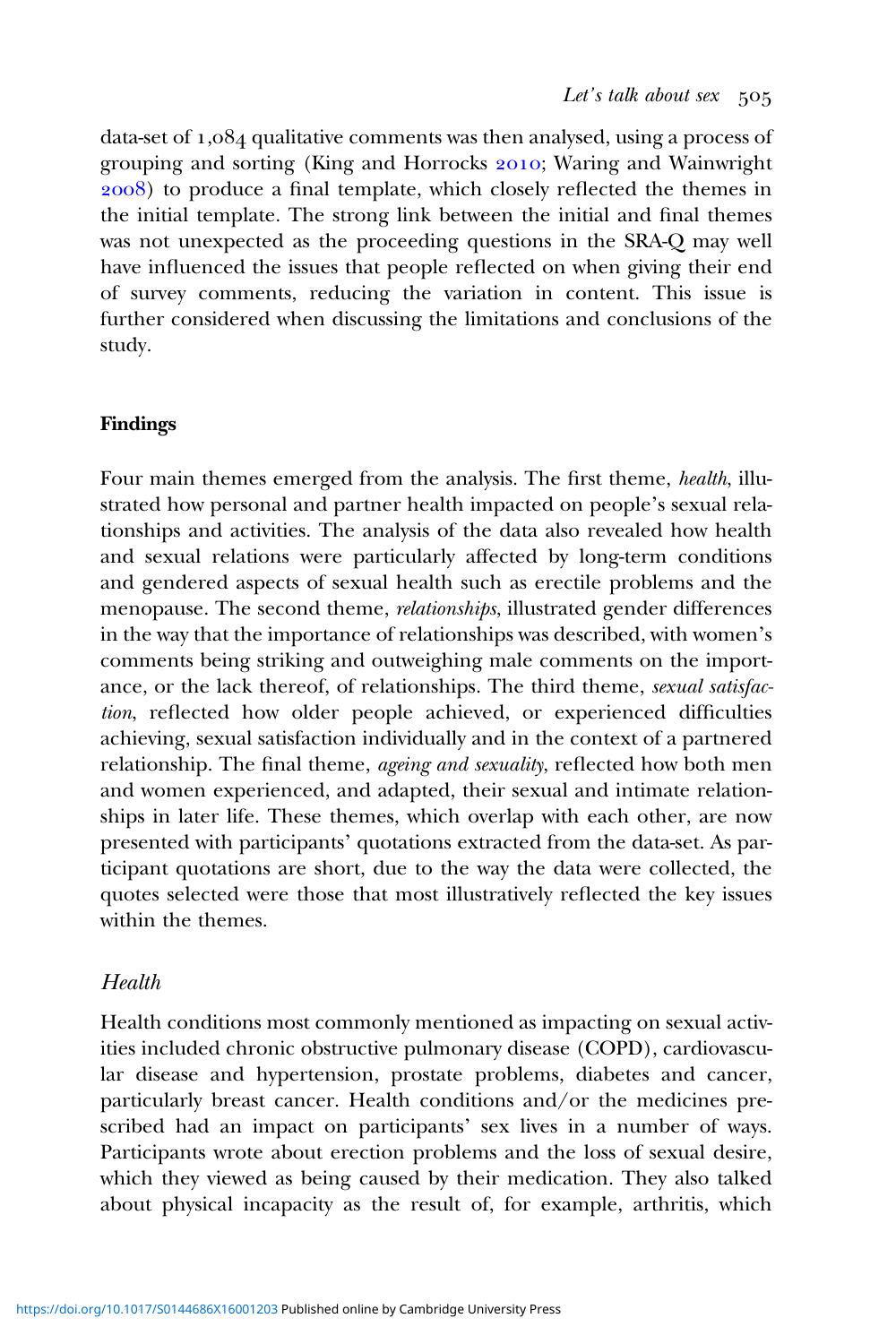data-set of 1,084 qualitative comments was then analysed, using a process of grouping and sorting (King and Horrocks 2010; Waring and Wainwright 2008) to produce a final template, which closely reflected the themes in the initial template. The strong link between the initial and final themes was not unexpected as the proceeding questions in the SRA-Q may well have influenced the issues that people reflected on when giving their end of survey comments, reducing the variation in content. This issue is further considered when discussing the limitations and conclusions of the study.

## Findings

Four main themes emerged from the analysis. The first theme, *health*, illustrated how personal and partner health impacted on people's sexual relationships and activities. The analysis of the data also revealed how health and sexual relations were particularly affected by long-term conditions and gendered aspects of sexual health such as erectile problems and the menopause. The second theme, *relationships*, illustrated gender differences in the way that the importance of relationships was described, with women's comments being striking and outweighing male comments on the importance, or the lack thereof, of relationships. The third theme, *sexual satisfaction*, reflected how older people achieved, or experienced difficulties achieving, sexual satisfaction individually and in the context of a partnered relationship. The final theme, *ageing and sexuality*, reflected how both men and women experienced, and adapted, their sexual and intimate relationships in later life. These themes, which overlap with each other, are now presented with participants' quotations extracted from the data-set. As participant quotations are short, due to the way the data were collected, the quotes selected were those that most illustratively reflected the key issues within the themes.

### *Health*

Health conditions most commonly mentioned as impacting on sexual activities included chronic obstructive pulmonary disease (COPD), cardiovascular disease and hypertension, prostate problems, diabetes and cancer, particularly breast cancer. Health conditions and/or the medicines prescribed had an impact on participants' sex lives in a number of ways. Participants wrote about erection problems and the loss of sexual desire, which they viewed as being caused by their medication. They also talked about physical incapacity as the result of, for example, arthritis, which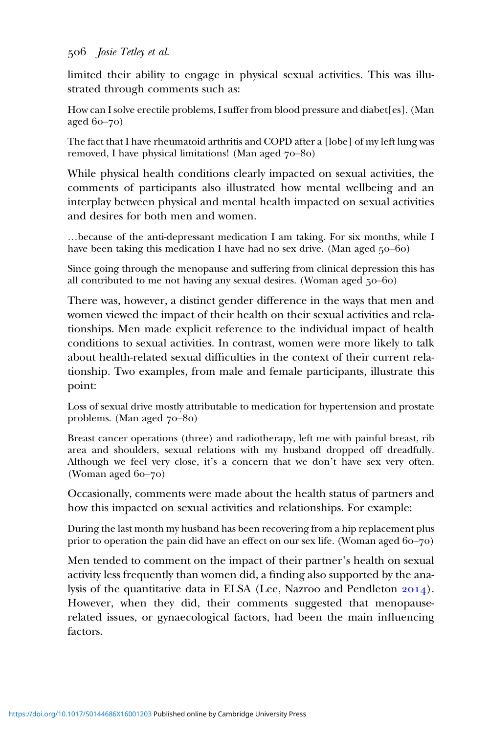limited their ability to engage in physical sexual activities. This was illustrated through comments such as:

> How can I solve erectile problems, I suffer from blood pressure and diabet[es]. (Man aged 60–70)

> The fact that I have rheumatoid arthritis and COPD after a [lobe] of my left lung was removed, I have physical limitations! (Man aged 70–80)

While physical health conditions clearly impacted on sexual activities, the comments of participants also illustrated how mental wellbeing and an interplay between physical and mental health impacted on sexual activities and desires for both men and women.

> …because of the anti-depressant medication I am taking. For six months, while I have been taking this medication I have had no sex drive. (Man aged 50–60)

> Since going through the menopause and suffering from clinical depression this has all contributed to me not having any sexual desires. (Woman aged 50–60)

There was, however, a distinct gender difference in the ways that men and women viewed the impact of their health on their sexual activities and relationships. Men made explicit reference to the individual impact of health conditions to sexual activities. In contrast, women were more likely to talk about health-related sexual difficulties in the context of their current relationship. Two examples, from male and female participants, illustrate this point:

> Loss of sexual drive mostly attributable to medication for hypertension and prostate problems. (Man aged 70–80)

> Breast cancer operations (three) and radiotherapy, left me with painful breast, rib area and shoulders, sexual relations with my husband dropped off dreadfully. Although we feel very close, it's a concern that we don't have sex very often. (Woman aged 60–70)

Occasionally, comments were made about the health status of partners and how this impacted on sexual activities and relationships. For example:

> During the last month my husband has been recovering from a hip replacement plus prior to operation the pain did have an effect on our sex life. (Woman aged 60–70)

Men tended to comment on the impact of their partner's health on sexual activity less frequently than women did, a finding also supported by the analysis of the quantitative data in ELSA (Lee, Nazroo and Pendleton 2014). However, when they did, their comments suggested that menopause-related issues, or gynaecological factors, had been the main influencing factors.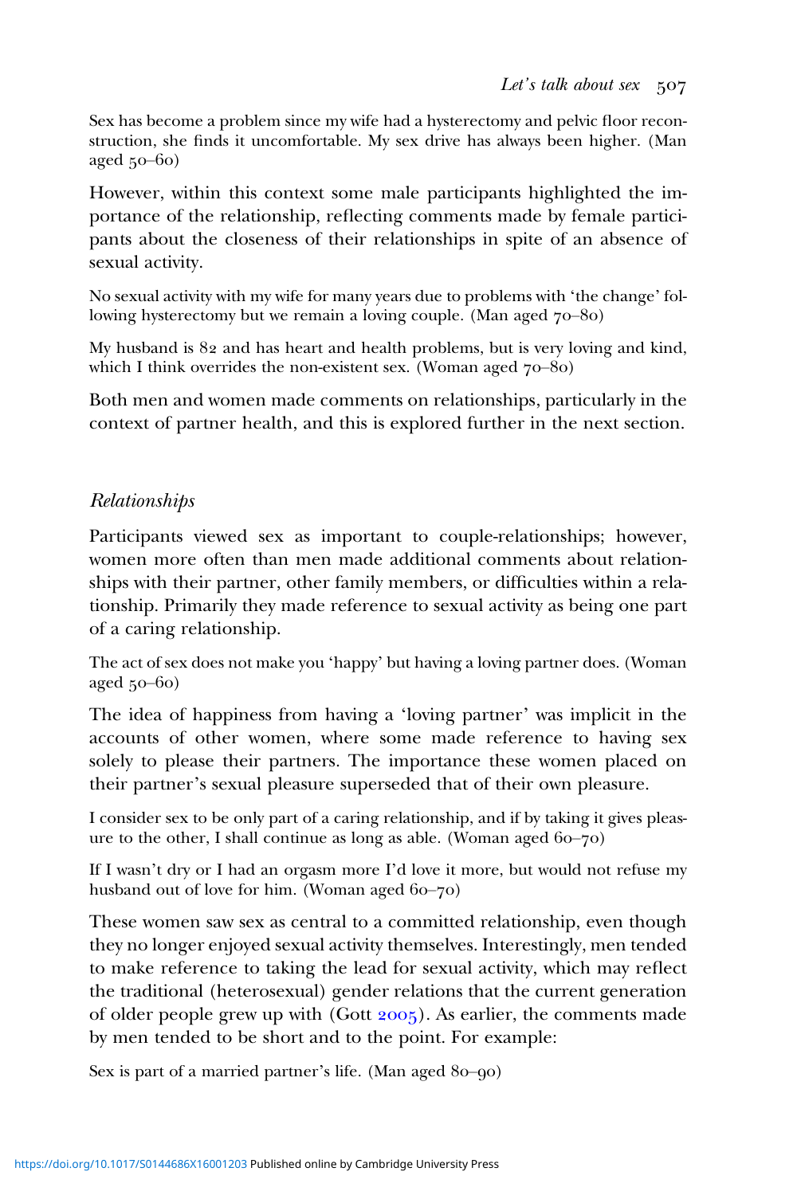Sex has become a problem since my wife had a hysterectomy and pelvic floor reconstruction, she finds it uncomfortable. My sex drive has always been higher. (Man aged 50–60)

However, within this context some male participants highlighted the importance of the relationship, reflecting comments made by female participants about the closeness of their relationships in spite of an absence of sexual activity.

No sexual activity with my wife for many years due to problems with 'the change' following hysterectomy but we remain a loving couple. (Man aged 70–80)

My husband is 82 and has heart and health problems, but is very loving and kind, which I think overrides the non-existent sex. (Woman aged 70–80)

Both men and women made comments on relationships, particularly in the context of partner health, and this is explored further in the next section.

### *Relationships*

Participants viewed sex as important to couple-relationships; however, women more often than men made additional comments about relationships with their partner, other family members, or difficulties within a relationship. Primarily they made reference to sexual activity as being one part of a caring relationship.

The act of sex does not make you 'happy' but having a loving partner does. (Woman aged 50–60)

The idea of happiness from having a 'loving partner' was implicit in the accounts of other women, where some made reference to having sex solely to please their partners. The importance these women placed on their partner's sexual pleasure superseded that of their own pleasure.

I consider sex to be only part of a caring relationship, and if by taking it gives pleasure to the other, I shall continue as long as able. (Woman aged 60–70)

If I wasn't dry or I had an orgasm more I'd love it more, but would not refuse my husband out of love for him. (Woman aged 60–70)

These women saw sex as central to a committed relationship, even though they no longer enjoyed sexual activity themselves. Interestingly, men tended to make reference to taking the lead for sexual activity, which may reflect the traditional (heterosexual) gender relations that the current generation of older people grew up with (Gott 2005). As earlier, the comments made by men tended to be short and to the point. For example:

Sex is part of a married partner's life. (Man aged 80–90)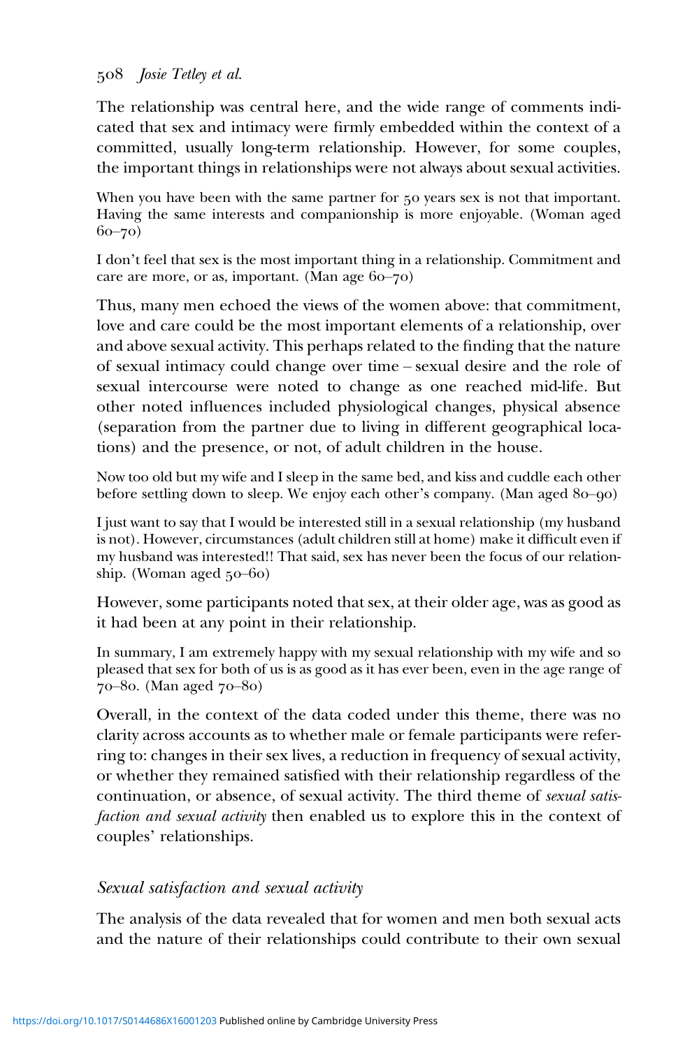The relationship was central here, and the wide range of comments indicated that sex and intimacy were firmly embedded within the context of a committed, usually long-term relationship. However, for some couples, the important things in relationships were not always about sexual activities.

> When you have been with the same partner for 50 years sex is not that important. Having the same interests and companionship is more enjoyable. (Woman aged 60–70)

> I don't feel that sex is the most important thing in a relationship. Commitment and care are more, or as, important. (Man age 60–70)

Thus, many men echoed the views of the women above: that commitment, love and care could be the most important elements of a relationship, over and above sexual activity. This perhaps related to the finding that the nature of sexual intimacy could change over time – sexual desire and the role of sexual intercourse were noted to change as one reached mid-life. But other noted influences included physiological changes, physical absence (separation from the partner due to living in different geographical locations) and the presence, or not, of adult children in the house.

> Now too old but my wife and I sleep in the same bed, and kiss and cuddle each other before settling down to sleep. We enjoy each other's company. (Man aged 80–90)

> I just want to say that I would be interested still in a sexual relationship (my husband is not). However, circumstances (adult children still at home) make it difficult even if my husband was interested!! That said, sex has never been the focus of our relationship. (Woman aged 50–60)

However, some participants noted that sex, at their older age, was as good as it had been at any point in their relationship.

> In summary, I am extremely happy with my sexual relationship with my wife and so pleased that sex for both of us is as good as it has ever been, even in the age range of 70–80. (Man aged 70–80)

Overall, in the context of the data coded under this theme, there was no clarity across accounts as to whether male or female participants were referring to: changes in their sex lives, a reduction in frequency of sexual activity, or whether they remained satisfied with their relationship regardless of the continuation, or absence, of sexual activity. The third theme of *sexual satisfaction and sexual activity* then enabled us to explore this in the context of couples' relationships.

### *Sexual satisfaction and sexual activity*

The analysis of the data revealed that for women and men both sexual acts and the nature of their relationships could contribute to their own sexual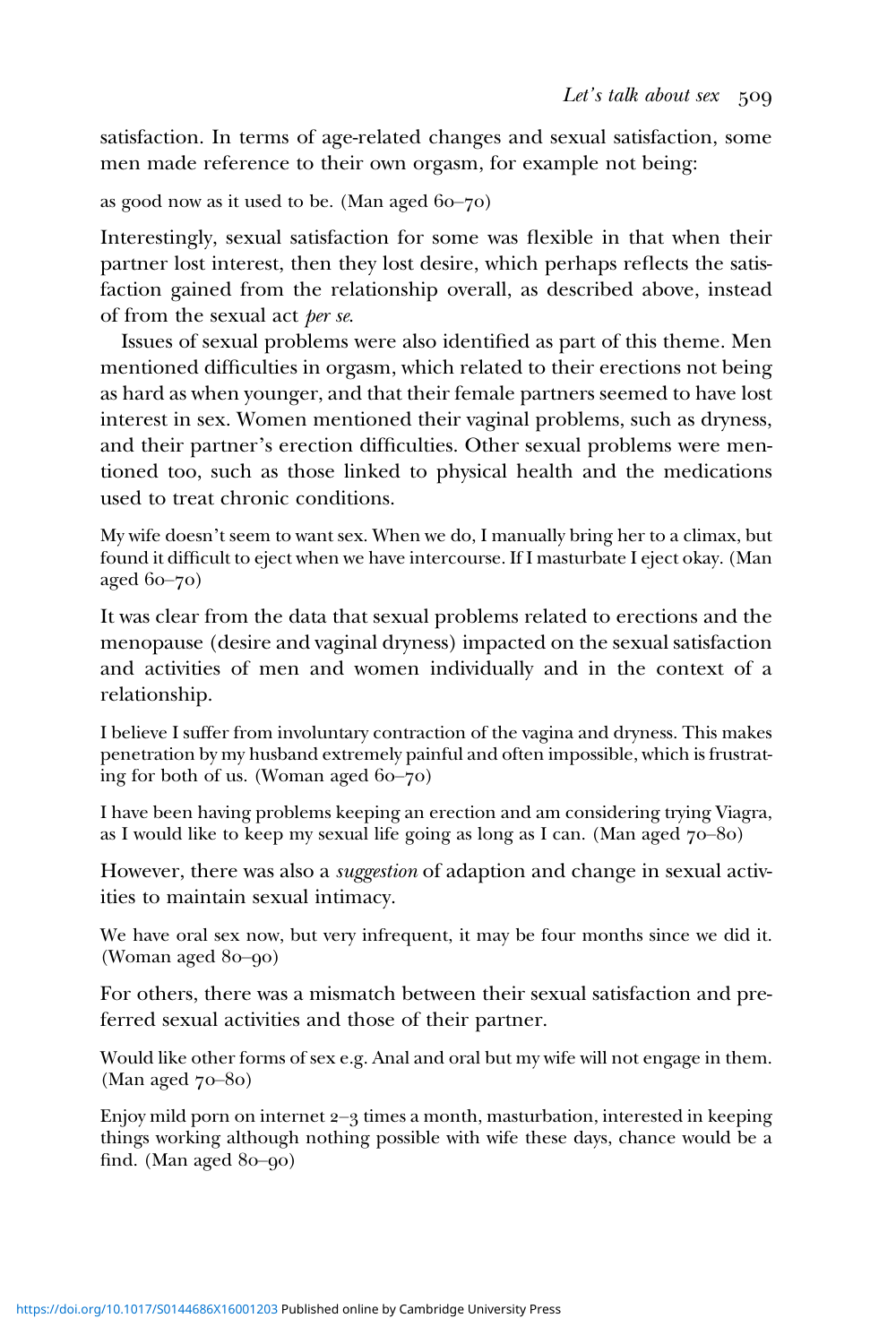satisfaction. In terms of age-related changes and sexual satisfaction, some men made reference to their own orgasm, for example not being:

as good now as it used to be. (Man aged 60–70)

Interestingly, sexual satisfaction for some was flexible in that when their partner lost interest, then they lost desire, which perhaps reflects the satisfaction gained from the relationship overall, as described above, instead of from the sexual act *per se*.

Issues of sexual problems were also identified as part of this theme. Men mentioned difficulties in orgasm, which related to their erections not being as hard as when younger, and that their female partners seemed to have lost interest in sex. Women mentioned their vaginal problems, such as dryness, and their partner's erection difficulties. Other sexual problems were mentioned too, such as those linked to physical health and the medications used to treat chronic conditions.

My wife doesn't seem to want sex. When we do, I manually bring her to a climax, but found it difficult to eject when we have intercourse. If I masturbate I eject okay. (Man aged 60–70)

It was clear from the data that sexual problems related to erections and the menopause (desire and vaginal dryness) impacted on the sexual satisfaction and activities of men and women individually and in the context of a relationship.

I believe I suffer from involuntary contraction of the vagina and dryness. This makes penetration by my husband extremely painful and often impossible, which is frustrating for both of us. (Woman aged 60–70)

I have been having problems keeping an erection and am considering trying Viagra, as I would like to keep my sexual life going as long as I can. (Man aged 70–80)

However, there was also a *suggestion* of adaption and change in sexual activities to maintain sexual intimacy.

We have oral sex now, but very infrequent, it may be four months since we did it. (Woman aged 80–90)

For others, there was a mismatch between their sexual satisfaction and preferred sexual activities and those of their partner.

Would like other forms of sex e.g. Anal and oral but my wife will not engage in them. (Man aged 70–80)

Enjoy mild porn on internet 2–3 times a month, masturbation, interested in keeping things working although nothing possible with wife these days, chance would be a find. (Man aged 80–90)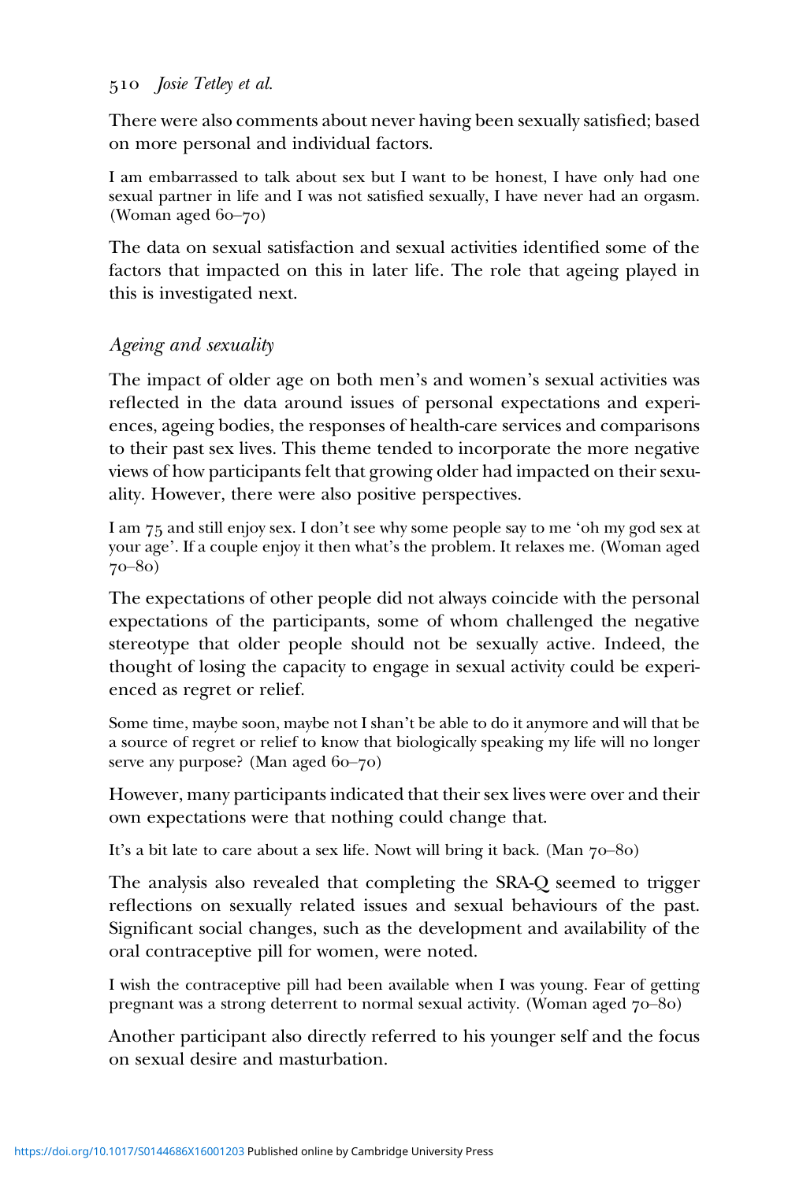There were also comments about never having been sexually satisfied; based on more personal and individual factors.

> I am embarrassed to talk about sex but I want to be honest, I have only had one sexual partner in life and I was not satisfied sexually, I have never had an orgasm. (Woman aged 60–70)

The data on sexual satisfaction and sexual activities identified some of the factors that impacted on this in later life. The role that ageing played in this is investigated next.

## *Ageing and sexuality*

The impact of older age on both men's and women's sexual activities was reflected in the data around issues of personal expectations and experiences, ageing bodies, the responses of health-care services and comparisons to their past sex lives. This theme tended to incorporate the more negative views of how participants felt that growing older had impacted on their sexuality. However, there were also positive perspectives.

> I am 75 and still enjoy sex. I don't see why some people say to me 'oh my god sex at your age'. If a couple enjoy it then what's the problem. It relaxes me. (Woman aged 70–80)

The expectations of other people did not always coincide with the personal expectations of the participants, some of whom challenged the negative stereotype that older people should not be sexually active. Indeed, the thought of losing the capacity to engage in sexual activity could be experienced as regret or relief.

> Some time, maybe soon, maybe not I shan't be able to do it anymore and will that be a source of regret or relief to know that biologically speaking my life will no longer serve any purpose? (Man aged 60–70)

However, many participants indicated that their sex lives were over and their own expectations were that nothing could change that.

> It's a bit late to care about a sex life. Nowt will bring it back. (Man 70–80)

The analysis also revealed that completing the SRA-Q seemed to trigger reflections on sexually related issues and sexual behaviours of the past. Significant social changes, such as the development and availability of the oral contraceptive pill for women, were noted.

> I wish the contraceptive pill had been available when I was young. Fear of getting pregnant was a strong deterrent to normal sexual activity. (Woman aged 70–80)

Another participant also directly referred to his younger self and the focus on sexual desire and masturbation.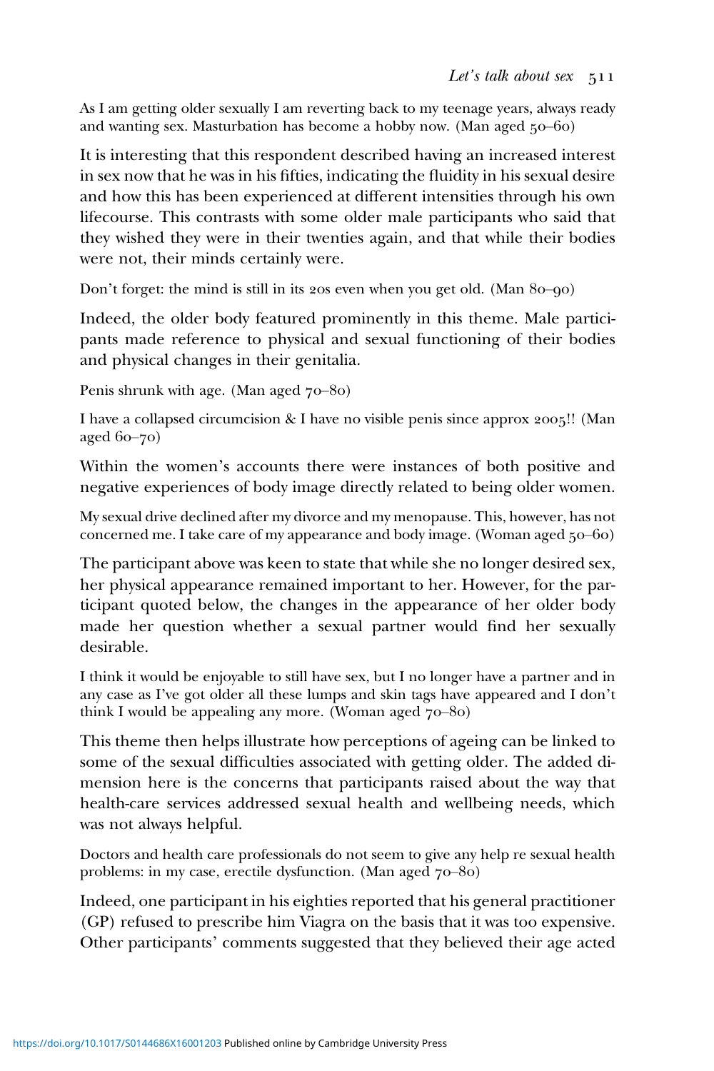As I am getting older sexually I am reverting back to my teenage years, always ready and wanting sex. Masturbation has become a hobby now. (Man aged 50–60)

It is interesting that this respondent described having an increased interest in sex now that he was in his fifties, indicating the fluidity in his sexual desire and how this has been experienced at different intensities through his own lifecourse. This contrasts with some older male participants who said that they wished they were in their twenties again, and that while their bodies were not, their minds certainly were.

Don't forget: the mind is still in its 20s even when you get old. (Man 80–90)

Indeed, the older body featured prominently in this theme. Male participants made reference to physical and sexual functioning of their bodies and physical changes in their genitalia.

Penis shrunk with age. (Man aged 70–80)

I have a collapsed circumcision & I have no visible penis since approx 2005!! (Man aged 60–70)

Within the women's accounts there were instances of both positive and negative experiences of body image directly related to being older women.

My sexual drive declined after my divorce and my menopause. This, however, has not concerned me. I take care of my appearance and body image. (Woman aged 50–60)

The participant above was keen to state that while she no longer desired sex, her physical appearance remained important to her. However, for the participant quoted below, the changes in the appearance of her older body made her question whether a sexual partner would find her sexually desirable.

I think it would be enjoyable to still have sex, but I no longer have a partner and in any case as I've got older all these lumps and skin tags have appeared and I don't think I would be appealing any more. (Woman aged 70–80)

This theme then helps illustrate how perceptions of ageing can be linked to some of the sexual difficulties associated with getting older. The added dimension here is the concerns that participants raised about the way that health-care services addressed sexual health and wellbeing needs, which was not always helpful.

Doctors and health care professionals do not seem to give any help re sexual health problems: in my case, erectile dysfunction. (Man aged 70–80)

Indeed, one participant in his eighties reported that his general practitioner (GP) refused to prescribe him Viagra on the basis that it was too expensive. Other participants' comments suggested that they believed their age acted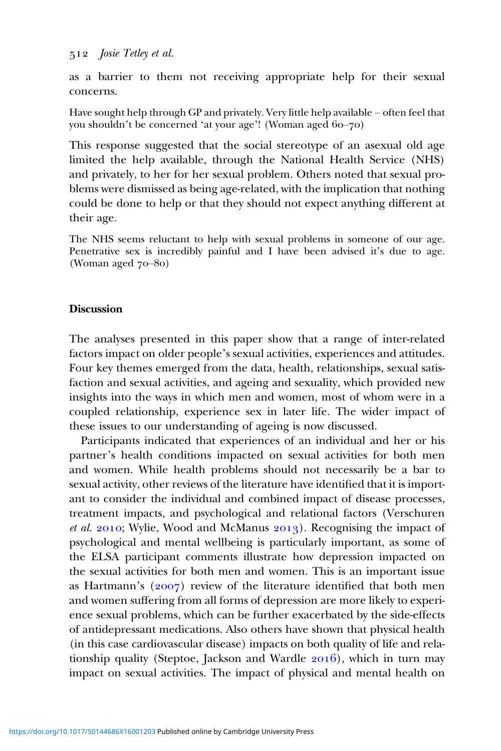as a barrier to them not receiving appropriate help for their sexual concerns.

> Have sought help through GP and privately. Very little help available – often feel that you shouldn't be concerned 'at your age'! (Woman aged 60–70)

This response suggested that the social stereotype of an asexual old age limited the help available, through the National Health Service (NHS) and privately, to her for her sexual problem. Others noted that sexual problems were dismissed as being age-related, with the implication that nothing could be done to help or that they should not expect anything different at their age.

> The NHS seems reluctant to help with sexual problems in someone of our age. Penetrative sex is incredibly painful and I have been advised it's due to age. (Woman aged 70–80)

## Discussion

The analyses presented in this paper show that a range of inter-related factors impact on older people's sexual activities, experiences and attitudes. Four key themes emerged from the data, health, relationships, sexual satisfaction and sexual activities, and ageing and sexuality, which provided new insights into the ways in which men and women, most of whom were in a coupled relationship, experience sex in later life. The wider impact of these issues to our understanding of ageing is now discussed.

Participants indicated that experiences of an individual and her or his partner's health conditions impacted on sexual activities for both men and women. While health problems should not necessarily be a bar to sexual activity, other reviews of the literature have identified that it is important to consider the individual and combined impact of disease processes, treatment impacts, and psychological and relational factors (Verschuren *et al.* 2010; Wylie, Wood and McManus 2013). Recognising the impact of psychological and mental wellbeing is particularly important, as some of the ELSA participant comments illustrate how depression impacted on the sexual activities for both men and women. This is an important issue as Hartmann's (2007) review of the literature identified that both men and women suffering from all forms of depression are more likely to experience sexual problems, which can be further exacerbated by the side-effects of antidepressant medications. Also others have shown that physical health (in this case cardiovascular disease) impacts on both quality of life and relationship quality (Steptoe, Jackson and Wardle 2016), which in turn may impact on sexual activities. The impact of physical and mental health on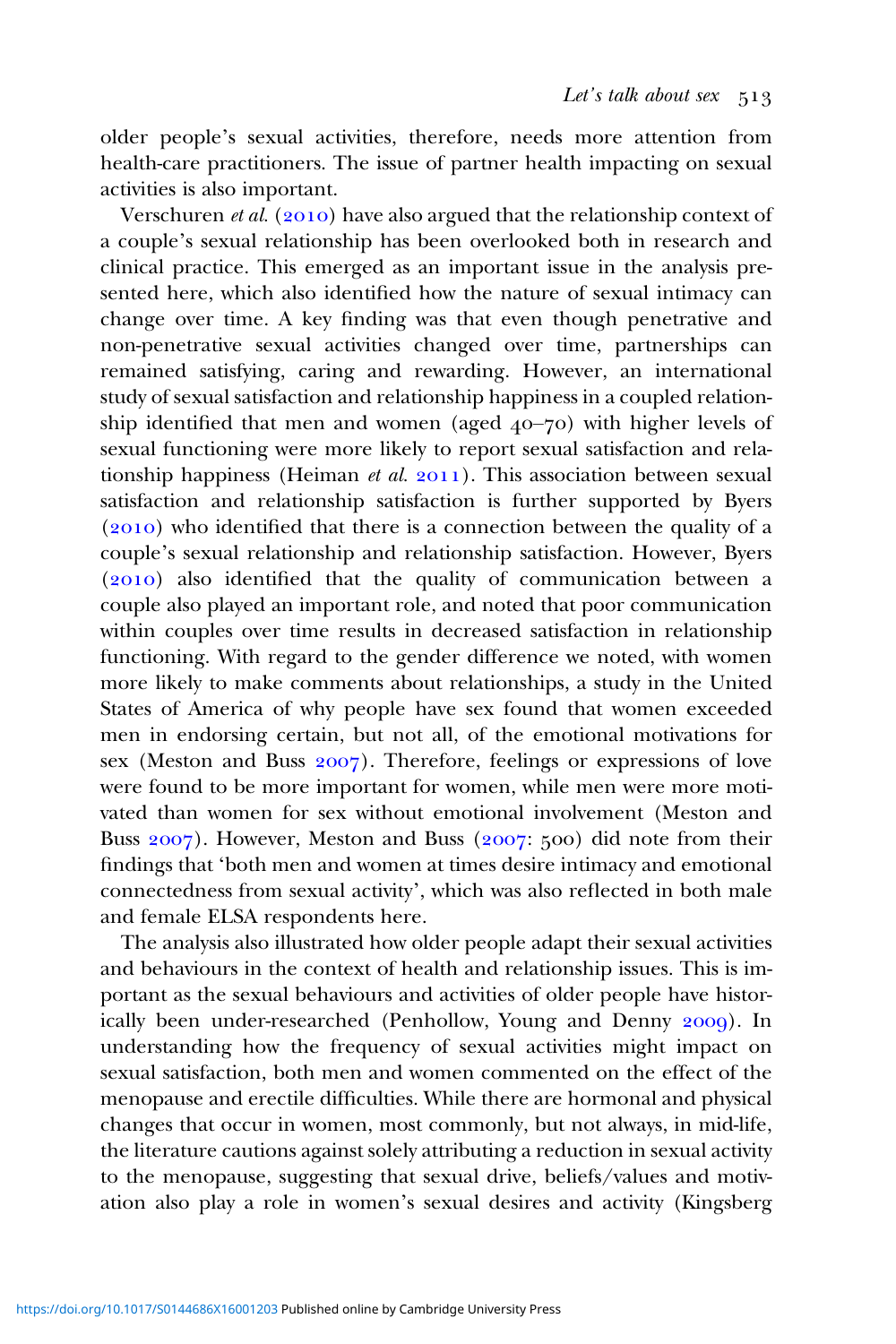older people's sexual activities, therefore, needs more attention from health-care practitioners. The issue of partner health impacting on sexual activities is also important.

Verschuren *et al.* (2010) have also argued that the relationship context of a couple's sexual relationship has been overlooked both in research and clinical practice. This emerged as an important issue in the analysis presented here, which also identified how the nature of sexual intimacy can change over time. A key finding was that even though penetrative and non-penetrative sexual activities changed over time, partnerships can remained satisfying, caring and rewarding. However, an international study of sexual satisfaction and relationship happiness in a coupled relationship identified that men and women (aged 40–70) with higher levels of sexual functioning were more likely to report sexual satisfaction and relationship happiness (Heiman *et al.* 2011). This association between sexual satisfaction and relationship satisfaction is further supported by Byers (2010) who identified that there is a connection between the quality of a couple's sexual relationship and relationship satisfaction. However, Byers (2010) also identified that the quality of communication between a couple also played an important role, and noted that poor communication within couples over time results in decreased satisfaction in relationship functioning. With regard to the gender difference we noted, with women more likely to make comments about relationships, a study in the United States of America of why people have sex found that women exceeded men in endorsing certain, but not all, of the emotional motivations for sex (Meston and Buss 2007). Therefore, feelings or expressions of love were found to be more important for women, while men were more motivated than women for sex without emotional involvement (Meston and Buss 2007). However, Meston and Buss (2007: 500) did note from their findings that 'both men and women at times desire intimacy and emotional connectedness from sexual activity', which was also reflected in both male and female ELSA respondents here.

The analysis also illustrated how older people adapt their sexual activities and behaviours in the context of health and relationship issues. This is important as the sexual behaviours and activities of older people have historically been under-researched (Penhollow, Young and Denny 2009). In understanding how the frequency of sexual activities might impact on sexual satisfaction, both men and women commented on the effect of the menopause and erectile difficulties. While there are hormonal and physical changes that occur in women, most commonly, but not always, in mid-life, the literature cautions against solely attributing a reduction in sexual activity to the menopause, suggesting that sexual drive, beliefs/values and motivation also play a role in women's sexual desires and activity (Kingsberg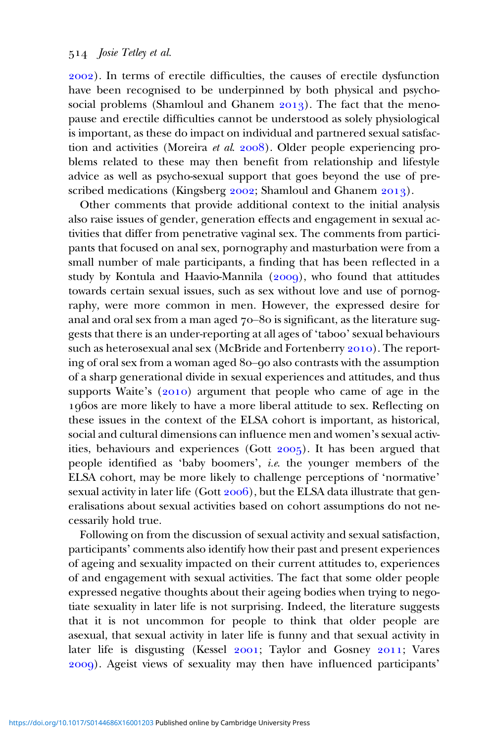2002). In terms of erectile difficulties, the causes of erectile dysfunction have been recognised to be underpinned by both physical and psycho-social problems (Shamloul and Ghanem 2013). The fact that the menopause and erectile difficulties cannot be understood as solely physiological is important, as these do impact on individual and partnered sexual satisfaction and activities (Moreira *et al.* 2008). Older people experiencing problems related to these may then benefit from relationship and lifestyle advice as well as psycho-sexual support that goes beyond the use of prescribed medications (Kingsberg 2002; Shamloul and Ghanem 2013).

Other comments that provide additional context to the initial analysis also raise issues of gender, generation effects and engagement in sexual activities that differ from penetrative vaginal sex. The comments from participants that focused on anal sex, pornography and masturbation were from a small number of male participants, a finding that has been reflected in a study by Kontula and Haavio-Mannila (2009), who found that attitudes towards certain sexual issues, such as sex without love and use of pornography, were more common in men. However, the expressed desire for anal and oral sex from a man aged 70–80 is significant, as the literature suggests that there is an under-reporting at all ages of 'taboo' sexual behaviours such as heterosexual anal sex (McBride and Fortenberry 2010). The reporting of oral sex from a woman aged 80–90 also contrasts with the assumption of a sharp generational divide in sexual experiences and attitudes, and thus supports Waite's (2010) argument that people who came of age in the 1960s are more likely to have a more liberal attitude to sex. Reflecting on these issues in the context of the ELSA cohort is important, as historical, social and cultural dimensions can influence men and women's sexual activities, behaviours and experiences (Gott 2005). It has been argued that people identified as 'baby boomers', *i.e.* the younger members of the ELSA cohort, may be more likely to challenge perceptions of 'normative' sexual activity in later life (Gott 2006), but the ELSA data illustrate that generalisations about sexual activities based on cohort assumptions do not necessarily hold true.

Following on from the discussion of sexual activity and sexual satisfaction, participants' comments also identify how their past and present experiences of ageing and sexuality impacted on their current attitudes to, experiences of and engagement with sexual activities. The fact that some older people expressed negative thoughts about their ageing bodies when trying to negotiate sexuality in later life is not surprising. Indeed, the literature suggests that it is not uncommon for people to think that older people are asexual, that sexual activity in later life is funny and that sexual activity in later life is disgusting (Kessel 2001; Taylor and Gosney 2011; Vares 2009). Ageist views of sexuality may then have influenced participants'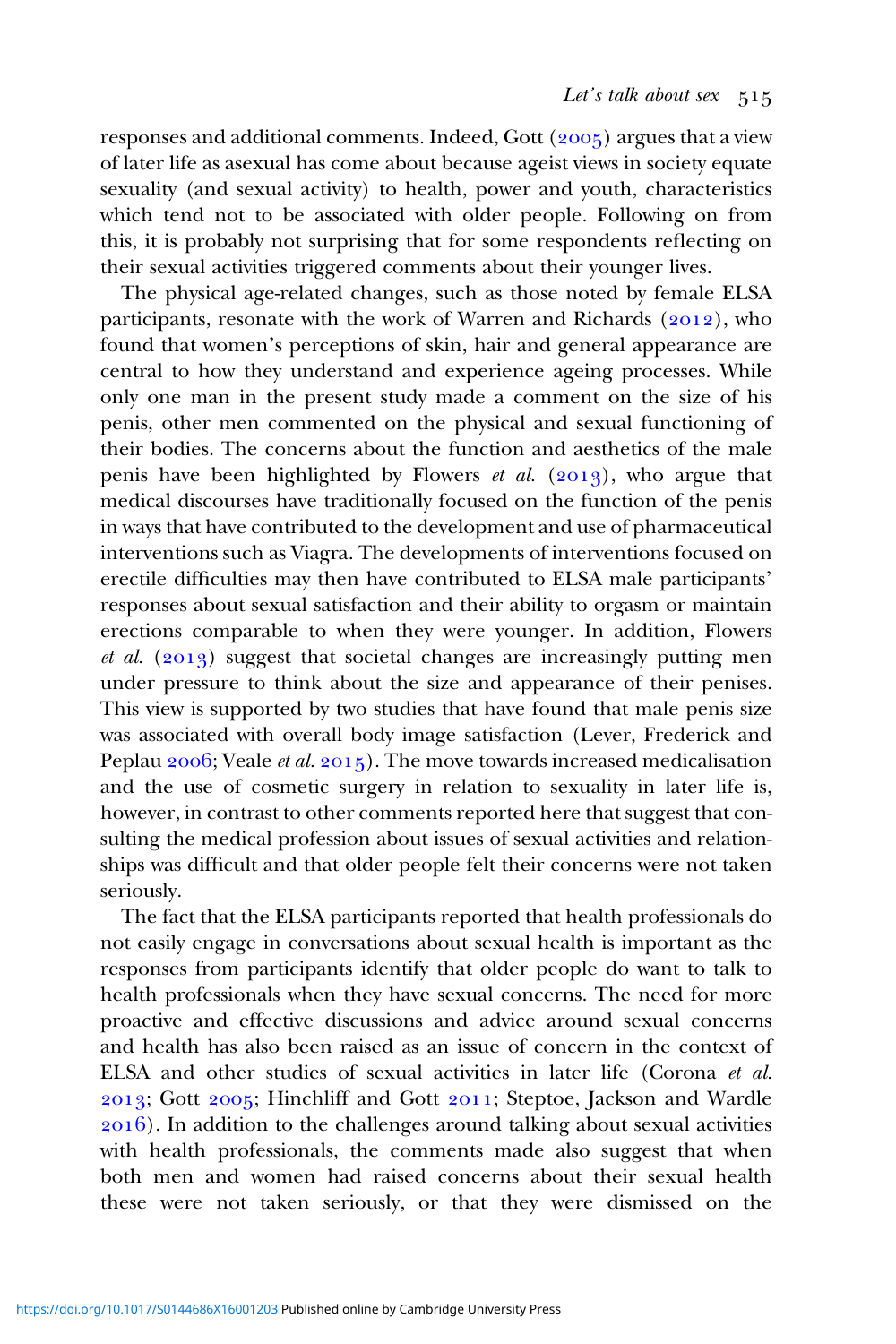responses and additional comments. Indeed, Gott (2005) argues that a view of later life as asexual has come about because ageist views in society equate sexuality (and sexual activity) to health, power and youth, characteristics which tend not to be associated with older people. Following on from this, it is probably not surprising that for some respondents reflecting on their sexual activities triggered comments about their younger lives.

The physical age-related changes, such as those noted by female ELSA participants, resonate with the work of Warren and Richards (2012), who found that women's perceptions of skin, hair and general appearance are central to how they understand and experience ageing processes. While only one man in the present study made a comment on the size of his penis, other men commented on the physical and sexual functioning of their bodies. The concerns about the function and aesthetics of the male penis have been highlighted by Flowers *et al.* (2013), who argue that medical discourses have traditionally focused on the function of the penis in ways that have contributed to the development and use of pharmaceutical interventions such as Viagra. The developments of interventions focused on erectile difficulties may then have contributed to ELSA male participants' responses about sexual satisfaction and their ability to orgasm or maintain erections comparable to when they were younger. In addition, Flowers *et al.* (2013) suggest that societal changes are increasingly putting men under pressure to think about the size and appearance of their penises. This view is supported by two studies that have found that male penis size was associated with overall body image satisfaction (Lever, Frederick and Peplau 2006; Veale *et al.* 2015). The move towards increased medicalisation and the use of cosmetic surgery in relation to sexuality in later life is, however, in contrast to other comments reported here that suggest that consulting the medical profession about issues of sexual activities and relationships was difficult and that older people felt their concerns were not taken seriously.

The fact that the ELSA participants reported that health professionals do not easily engage in conversations about sexual health is important as the responses from participants identify that older people do want to talk to health professionals when they have sexual concerns. The need for more proactive and effective discussions and advice around sexual concerns and health has also been raised as an issue of concern in the context of ELSA and other studies of sexual activities in later life (Corona *et al.* 2013; Gott 2005; Hinchliff and Gott 2011; Steptoe, Jackson and Wardle 2016). In addition to the challenges around talking about sexual activities with health professionals, the comments made also suggest that when both men and women had raised concerns about their sexual health these were not taken seriously, or that they were dismissed on the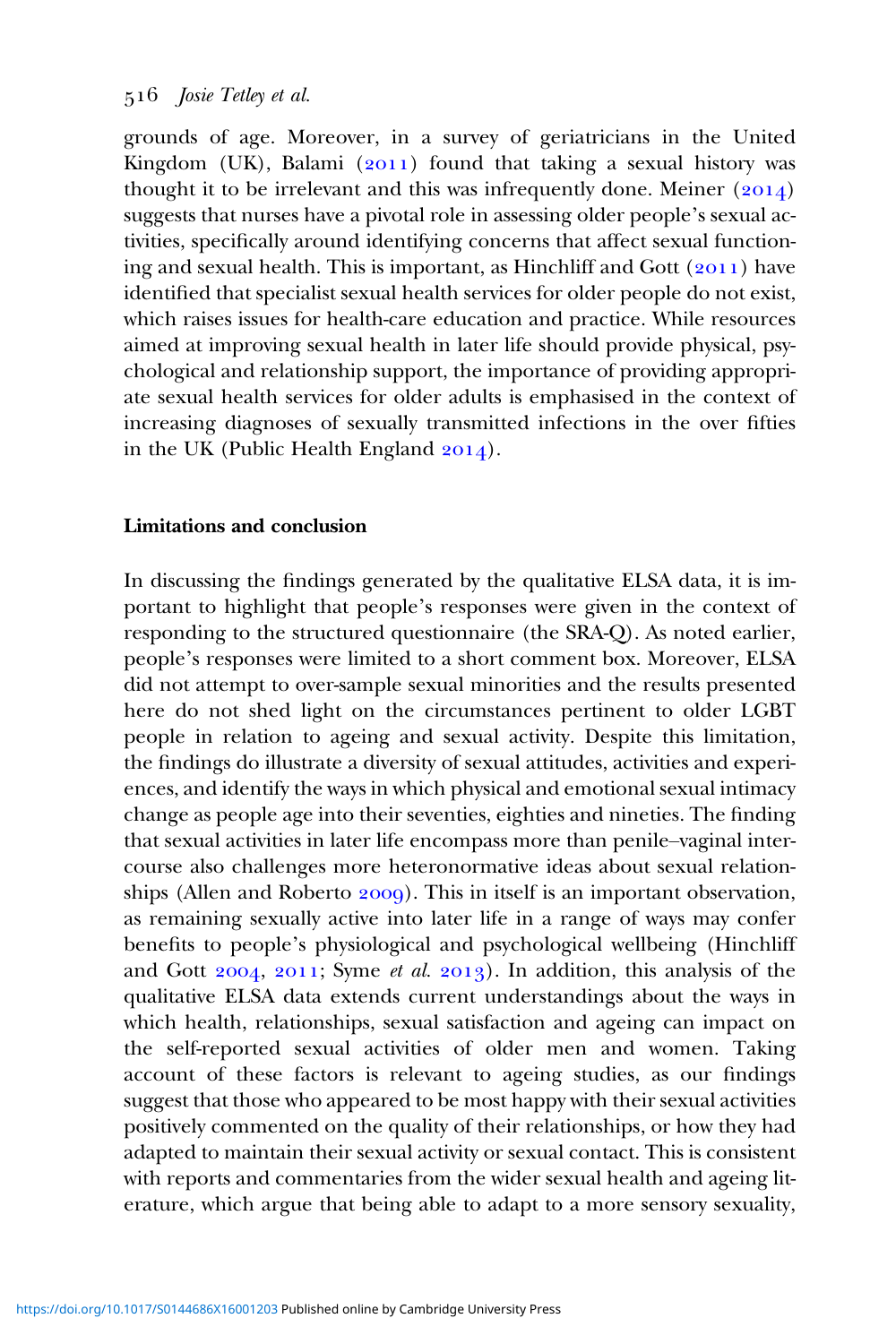grounds of age. Moreover, in a survey of geriatricians in the United Kingdom (UK), Balami (2011) found that taking a sexual history was thought it to be irrelevant and this was infrequently done. Meiner (2014) suggests that nurses have a pivotal role in assessing older people's sexual activities, specifically around identifying concerns that affect sexual functioning and sexual health. This is important, as Hinchliff and Gott (2011) have identified that specialist sexual health services for older people do not exist, which raises issues for health-care education and practice. While resources aimed at improving sexual health in later life should provide physical, psychological and relationship support, the importance of providing appropriate sexual health services for older adults is emphasised in the context of increasing diagnoses of sexually transmitted infections in the over fifties in the UK (Public Health England 2014).

## Limitations and conclusion

In discussing the findings generated by the qualitative ELSA data, it is important to highlight that people's responses were given in the context of responding to the structured questionnaire (the SRA-Q). As noted earlier, people's responses were limited to a short comment box. Moreover, ELSA did not attempt to over-sample sexual minorities and the results presented here do not shed light on the circumstances pertinent to older LGBT people in relation to ageing and sexual activity. Despite this limitation, the findings do illustrate a diversity of sexual attitudes, activities and experiences, and identify the ways in which physical and emotional sexual intimacy change as people age into their seventies, eighties and nineties. The finding that sexual activities in later life encompass more than penile–vaginal intercourse also challenges more heteronormative ideas about sexual relationships (Allen and Roberto 2009). This in itself is an important observation, as remaining sexually active into later life in a range of ways may confer benefits to people's physiological and psychological wellbeing (Hinchliff and Gott 2004, 2011; Syme *et al.* 2013). In addition, this analysis of the qualitative ELSA data extends current understandings about the ways in which health, relationships, sexual satisfaction and ageing can impact on the self-reported sexual activities of older men and women. Taking account of these factors is relevant to ageing studies, as our findings suggest that those who appeared to be most happy with their sexual activities positively commented on the quality of their relationships, or how they had adapted to maintain their sexual activity or sexual contact. This is consistent with reports and commentaries from the wider sexual health and ageing literature, which argue that being able to adapt to a more sensory sexuality,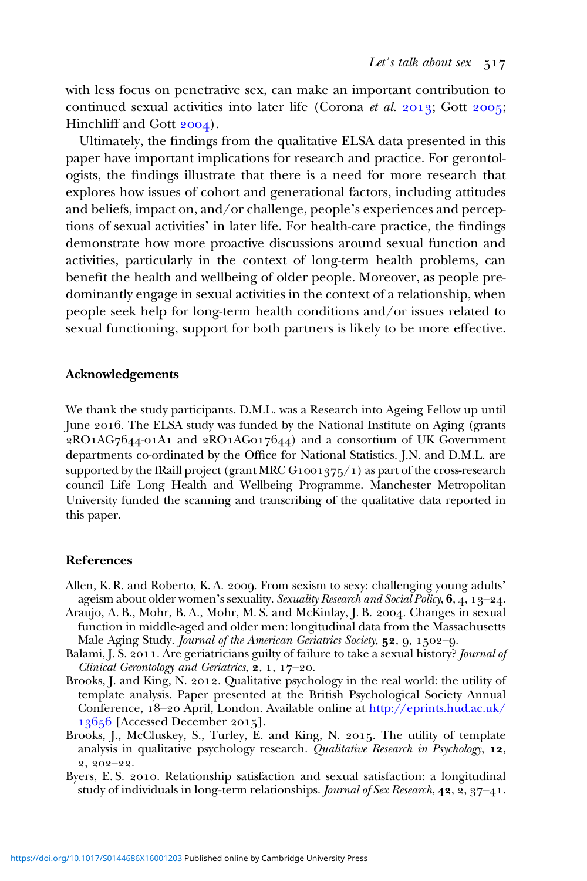with less focus on penetrative sex, can make an important contribution to continued sexual activities into later life (Corona *et al.* 2013; Gott 2005; Hinchliff and Gott 2004).

Ultimately, the findings from the qualitative ELSA data presented in this paper have important implications for research and practice. For gerontologists, the findings illustrate that there is a need for more research that explores how issues of cohort and generational factors, including attitudes and beliefs, impact on, and/or challenge, people's experiences and perceptions of sexual activities' in later life. For health-care practice, the findings demonstrate how more proactive discussions around sexual function and activities, particularly in the context of long-term health problems, can benefit the health and wellbeing of older people. Moreover, as people predominantly engage in sexual activities in the context of a relationship, when people seek help for long-term health conditions and/or issues related to sexual functioning, support for both partners is likely to be more effective.

## Acknowledgements

We thank the study participants. D.M.L. was a Research into Ageing Fellow up until June 2016. The ELSA study was funded by the National Institute on Aging (grants 2RO1AG7644-01A1 and 2RO1AG017644) and a consortium of UK Government departments co-ordinated by the Office for National Statistics. J.N. and D.M.L. are supported by the fRaill project (grant MRC G1001375/1) as part of the cross-research council Life Long Health and Wellbeing Programme. Manchester Metropolitan University funded the scanning and transcribing of the qualitative data reported in this paper.

## References

Allen, K. R. and Roberto, K. A. 2009. From sexism to sexy: challenging young adults' ageism about older women's sexuality. *Sexuality Research and Social Policy*, **6**, 4, 13–24.

Araujo, A. B., Mohr, B. A., Mohr, M. S. and McKinlay, J. B. 2004. Changes in sexual function in middle-aged and older men: longitudinal data from the Massachusetts Male Aging Study. *Journal of the American Geriatrics Society*, **52**, 9, 1502–9.

Balami, J. S. 2011. Are geriatricians guilty of failure to take a sexual history? *Journal of Clinical Gerontology and Geriatrics*, **2**, 1, 17–20.

Brooks, J. and King, N. 2012. Qualitative psychology in the real world: the utility of template analysis. Paper presented at the British Psychological Society Annual Conference, 18–20 April, London. Available online at http://eprints.hud.ac.uk/13656 [Accessed December 2015].

Brooks, J., McCluskey, S., Turley, E. and King, N. 2015. The utility of template analysis in qualitative psychology research. *Qualitative Research in Psychology*, **12**, 2, 202–22.

Byers, E. S. 2010. Relationship satisfaction and sexual satisfaction: a longitudinal study of individuals in long-term relationships. *Journal of Sex Research*, **42**, 2, 37–41.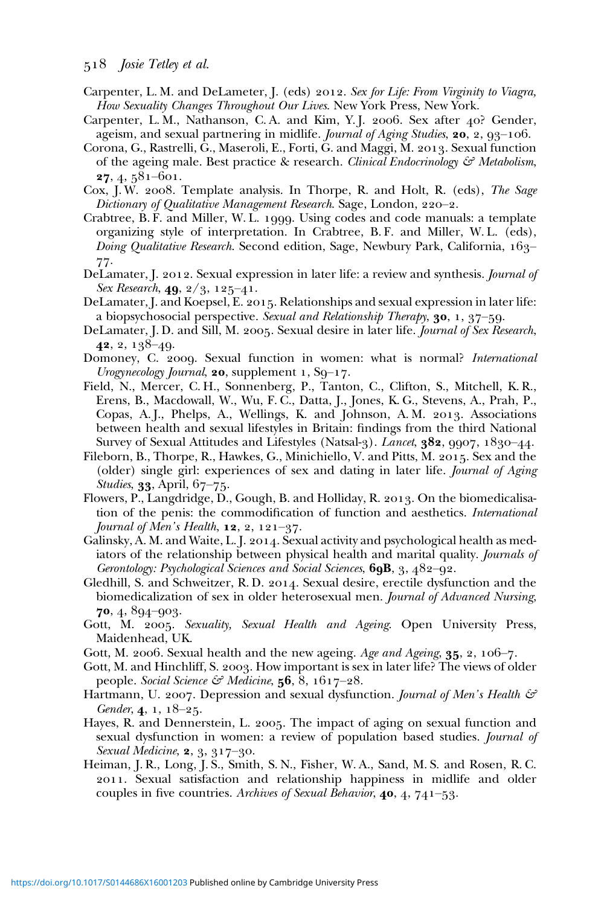Carpenter, L. M. and DeLameter, J. (eds) 2012. *Sex for Life: From Virginity to Viagra, How Sexuality Changes Throughout Our Lives*. New York Press, New York.

Carpenter, L. M., Nathanson, C. A. and Kim, Y. J. 2006. Sex after 40? Gender, ageism, and sexual partnering in midlife. *Journal of Aging Studies*, **20**, 2, 93–106.

Corona, G., Rastrelli, G., Maseroli, E., Forti, G. and Maggi, M. 2013. Sexual function of the ageing male. Best practice & research. *Clinical Endocrinology & Metabolism*, **27**, 4, 581–601.

Cox, J. W. 2008. Template analysis. In Thorpe, R. and Holt, R. (eds), *The Sage Dictionary of Qualitative Management Research*. Sage, London, 220–2.

Crabtree, B. F. and Miller, W. L. 1999. Using codes and code manuals: a template organizing style of interpretation. In Crabtree, B. F. and Miller, W. L. (eds), *Doing Qualitative Research*. Second edition, Sage, Newbury Park, California, 163–77.

DeLamater, J. 2012. Sexual expression in later life: a review and synthesis. *Journal of Sex Research*, **49**, 2/3, 125–41.

DeLamater, J. and Koepsel, E. 2015. Relationships and sexual expression in later life: a biopsychosocial perspective. *Sexual and Relationship Therapy*, **30**, 1, 37–59.

DeLamater, J. D. and Sill, M. 2005. Sexual desire in later life. *Journal of Sex Research*, **42**, 2, 138–49.

Domoney, C. 2009. Sexual function in women: what is normal? *International Urogynecology Journal*, **20**, supplement 1, S9–17.

Field, N., Mercer, C. H., Sonnenberg, P., Tanton, C., Clifton, S., Mitchell, K. R., Erens, B., Macdowall, W., Wu, F. C., Datta, J., Jones, K. G., Stevens, A., Prah, P., Copas, A. J., Phelps, A., Wellings, K. and Johnson, A. M. 2013. Associations between health and sexual lifestyles in Britain: findings from the third National Survey of Sexual Attitudes and Lifestyles (Natsal-3). *Lancet*, **382**, 9907, 1830–44.

Fileborn, B., Thorpe, R., Hawkes, G., Minichiello, V. and Pitts, M. 2015. Sex and the (older) single girl: experiences of sex and dating in later life. *Journal of Aging Studies*, **33**, April, 67–75.

Flowers, P., Langdridge, D., Gough, B. and Holliday, R. 2013. On the biomedicalisation of the penis: the commodification of function and aesthetics. *International Journal of Men's Health*, **12**, 2, 121–37.

Galinsky, A. M. and Waite, L. J. 2014. Sexual activity and psychological health as mediators of the relationship between physical health and marital quality. *Journals of Gerontology: Psychological Sciences and Social Sciences*, **69B**, 3, 482–92.

Gledhill, S. and Schweitzer, R. D. 2014. Sexual desire, erectile dysfunction and the biomedicalization of sex in older heterosexual men. *Journal of Advanced Nursing*, **70**, 4, 894–903.

Gott, M. 2005. *Sexuality, Sexual Health and Ageing*. Open University Press, Maidenhead, UK.

Gott, M. 2006. Sexual health and the new ageing. *Age and Ageing*, **35**, 2, 106–7.

Gott, M. and Hinchliff, S. 2003. How important is sex in later life? The views of older people. *Social Science & Medicine*, **56**, 8, 1617–28.

Hartmann, U. 2007. Depression and sexual dysfunction. *Journal of Men's Health & Gender*, **4**, 1, 18–25.

Hayes, R. and Dennerstein, L. 2005. The impact of aging on sexual function and sexual dysfunction in women: a review of population based studies. *Journal of Sexual Medicine*, **2**, 3, 317–30.

Heiman, J. R., Long, J. S., Smith, S. N., Fisher, W. A., Sand, M. S. and Rosen, R. C. 2011. Sexual satisfaction and relationship happiness in midlife and older couples in five countries. *Archives of Sexual Behavior*, **40**, 4, 741–53.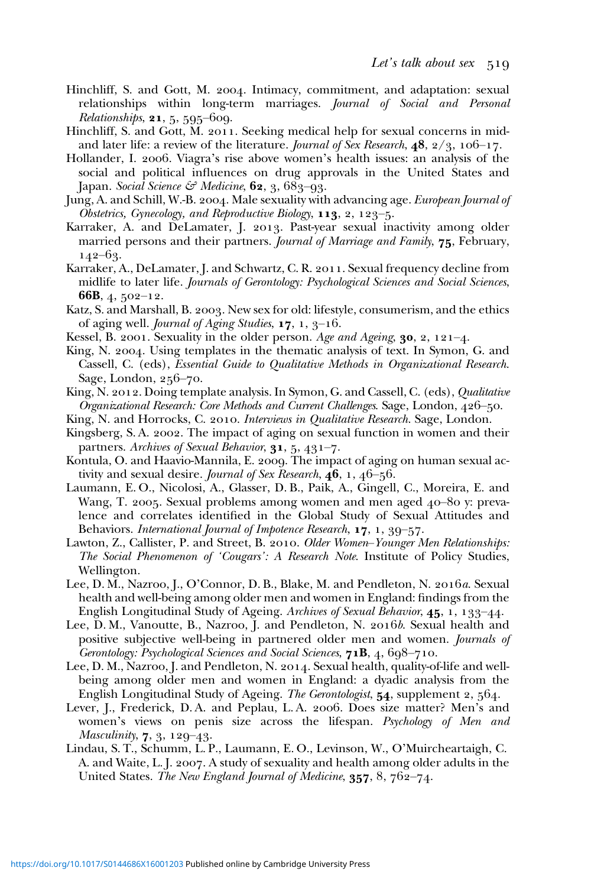Hinchliff, S. and Gott, M. 2004. Intimacy, commitment, and adaptation: sexual relationships within long-term marriages. *Journal of Social and Personal Relationships*, **21**, 5, 595–609.

Hinchliff, S. and Gott, M. 2011. Seeking medical help for sexual concerns in mid- and later life: a review of the literature. *Journal of Sex Research*, **48**, 2/3, 106–17.

Hollander, I. 2006. Viagra's rise above women's health issues: an analysis of the social and political influences on drug approvals in the United States and Japan. *Social Science & Medicine*, **62**, 3, 683–93.

Jung, A. and Schill, W.-B. 2004. Male sexuality with advancing age. *European Journal of Obstetrics, Gynecology, and Reproductive Biology*, **113**, 2, 123–5.

Karraker, A. and DeLamater, J. 2013. Past-year sexual inactivity among older married persons and their partners. *Journal of Marriage and Family*, **75**, February, 142–63.

Karraker, A., DeLamater, J. and Schwartz, C. R. 2011. Sexual frequency decline from midlife to later life. *Journals of Gerontology: Psychological Sciences and Social Sciences*, **66B**, 4, 502–12.

Katz, S. and Marshall, B. 2003. New sex for old: lifestyle, consumerism, and the ethics of aging well. *Journal of Aging Studies*, **17**, 1, 3–16.

Kessel, B. 2001. Sexuality in the older person. *Age and Ageing*, **30**, 2, 121–4.

King, N. 2004. Using templates in the thematic analysis of text. In Symon, G. and Cassell, C. (eds), *Essential Guide to Qualitative Methods in Organizational Research*. Sage, London, 256–70.

King, N. 2012. Doing template analysis. In Symon, G. and Cassell, C. (eds), *Qualitative Organizational Research: Core Methods and Current Challenges*. Sage, London, 426–50.

King, N. and Horrocks, C. 2010. *Interviews in Qualitative Research*. Sage, London.

Kingsberg, S. A. 2002. The impact of aging on sexual function in women and their partners. *Archives of Sexual Behavior*, **31**, 5, 431–7.

Kontula, O. and Haavio-Mannila, E. 2009. The impact of aging on human sexual activity and sexual desire. *Journal of Sex Research*, **46**, 1, 46–56.

Laumann, E. O., Nicolosi, A., Glasser, D. B., Paik, A., Gingell, C., Moreira, E. and Wang, T. 2005. Sexual problems among women and men aged 40–80 y: prevalence and correlates identified in the Global Study of Sexual Attitudes and Behaviors. *International Journal of Impotence Research*, **17**, 1, 39–57.

Lawton, Z., Callister, P. and Street, B. 2010. *Older Women–Younger Men Relationships: The Social Phenomenon of 'Cougars': A Research Note*. Institute of Policy Studies, Wellington.

Lee, D. M., Nazroo, J., O'Connor, D. B., Blake, M. and Pendleton, N. 2016*a*. Sexual health and well-being among older men and women in England: findings from the English Longitudinal Study of Ageing. *Archives of Sexual Behavior*, **45**, 1, 133–44.

Lee, D. M., Vanoutte, B., Nazroo, J. and Pendleton, N. 2016*b*. Sexual health and positive subjective well-being in partnered older men and women. *Journals of Gerontology: Psychological Sciences and Social Sciences*, **71B**, 4, 698–710.

Lee, D. M., Nazroo, J. and Pendleton, N. 2014. Sexual health, quality-of-life and well-being among older men and women in England: a dyadic analysis from the English Longitudinal Study of Ageing. *The Gerontologist*, **54**, supplement 2, 564.

Lever, J., Frederick, D. A. and Peplau, L. A. 2006. Does size matter? Men's and women's views on penis size across the lifespan. *Psychology of Men and Masculinity*, **7**, 3, 129–43.

Lindau, S. T., Schumm, L. P., Laumann, E. O., Levinson, W., O'Muircheartaigh, C. A. and Waite, L. J. 2007. A study of sexuality and health among older adults in the United States. *The New England Journal of Medicine*, **357**, 8, 762–74.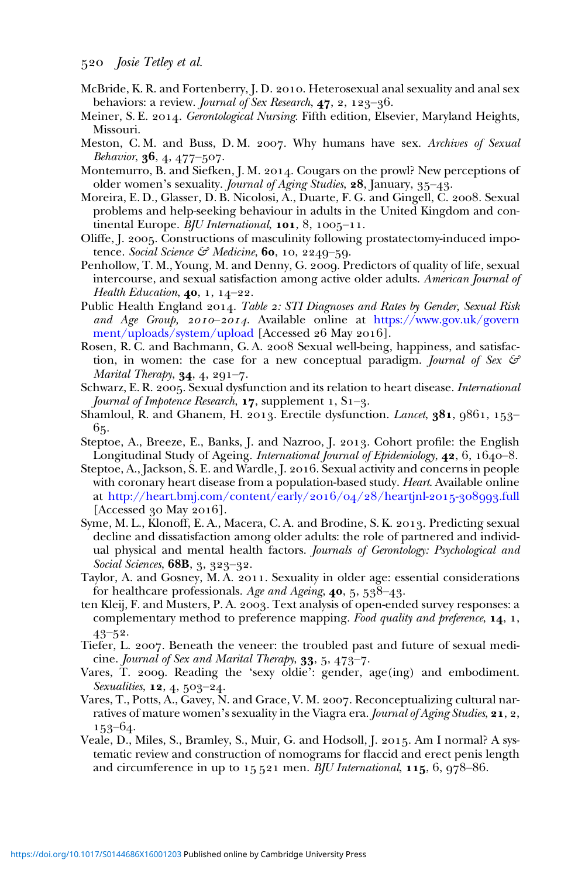McBride, K. R. and Fortenberry, J. D. 2010. Heterosexual anal sexuality and anal sex behaviors: a review. *Journal of Sex Research*, **47**, 2, 123–36.

Meiner, S. E. 2014. *Gerontological Nursing*. Fifth edition, Elsevier, Maryland Heights, Missouri.

Meston, C. M. and Buss, D. M. 2007. Why humans have sex. *Archives of Sexual Behavior*, **36**, 4, 477–507.

Montemurro, B. and Siefken, J. M. 2014. Cougars on the prowl? New perceptions of older women's sexuality. *Journal of Aging Studies*, **28**, January, 35–43.

Moreira, E. D., Glasser, D. B. Nicolosi, A., Duarte, F. G. and Gingell, C. 2008. Sexual problems and help-seeking behaviour in adults in the United Kingdom and continental Europe. *BJU International*, **101**, 8, 1005–11.

Oliffe, J. 2005. Constructions of masculinity following prostatectomy-induced impotence. *Social Science & Medicine*, **60**, 10, 2249–59.

Penhollow, T. M., Young, M. and Denny, G. 2009. Predictors of quality of life, sexual intercourse, and sexual satisfaction among active older adults. *American Journal of Health Education*, **40**, 1, 14–22.

Public Health England 2014. *Table 2: STI Diagnoses and Rates by Gender, Sexual Risk and Age Group, 2010–2014*. Available online at https://www.gov.uk/government/uploads/system/upload [Accessed 26 May 2016].

Rosen, R. C. and Bachmann, G. A. 2008 Sexual well-being, happiness, and satisfaction, in women: the case for a new conceptual paradigm. *Journal of Sex & Marital Therapy*, **34**, 4, 291–7.

Schwarz, E. R. 2005. Sexual dysfunction and its relation to heart disease. *International Journal of Impotence Research*, **17**, supplement 1, S1–3.

Shamloul, R. and Ghanem, H. 2013. Erectile dysfunction. *Lancet*, **381**, 9861, 153–65.

Steptoe, A., Breeze, E., Banks, J. and Nazroo, J. 2013. Cohort profile: the English Longitudinal Study of Ageing. *International Journal of Epidemiology*, **42**, 6, 1640–8.

Steptoe, A., Jackson, S. E. and Wardle, J. 2016. Sexual activity and concerns in people with coronary heart disease from a population-based study. *Heart*. Available online at http://heart.bmj.com/content/early/2016/04/28/heartjnl-2015-308993.full [Accessed 30 May 2016].

Syme, M. L., Klonoff, E. A., Macera, C. A. and Brodine, S. K. 2013. Predicting sexual decline and dissatisfaction among older adults: the role of partnered and individual physical and mental health factors. *Journals of Gerontology: Psychological and Social Sciences*, **68B**, 3, 323–32.

Taylor, A. and Gosney, M. A. 2011. Sexuality in older age: essential considerations for healthcare professionals. *Age and Ageing*, **40**, 5, 538–43.

ten Kleij, F. and Musters, P. A. 2003. Text analysis of open-ended survey responses: a complementary method to preference mapping. *Food quality and preference*, **14**, 1, 43–52.

Tiefer, L. 2007. Beneath the veneer: the troubled past and future of sexual medicine. *Journal of Sex and Marital Therapy*, **33**, 5, 473–7.

Vares, T. 2009. Reading the 'sexy oldie': gender, age(ing) and embodiment. *Sexualities*, **12**, 4, 503–24.

Vares, T., Potts, A., Gavey, N. and Grace, V. M. 2007. Reconceptualizing cultural narratives of mature women's sexuality in the Viagra era. *Journal of Aging Studies*, **21**, 2, 153–64.

Veale, D., Miles, S., Bramley, S., Muir, G. and Hodsoll, J. 2015. Am I normal? A systematic review and construction of nomograms for flaccid and erect penis length and circumference in up to 15 521 men. *BJU International*, **115**, 6, 978–86.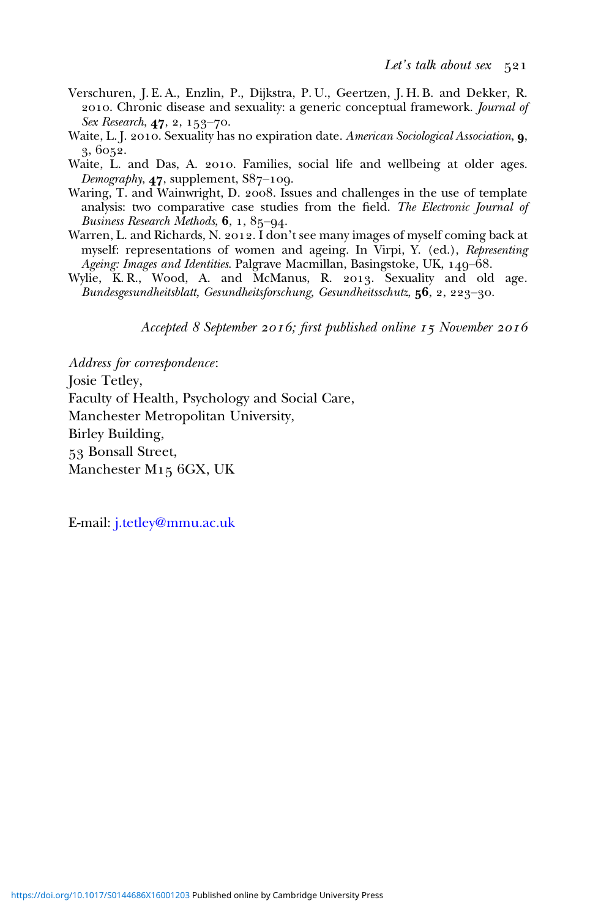Verschuren, J. E. A., Enzlin, P., Dijkstra, P. U., Geertzen, J. H. B. and Dekker, R. 2010. Chronic disease and sexuality: a generic conceptual framework. *Journal of Sex Research*, **47**, 2, 153–70.

Waite, L. J. 2010. Sexuality has no expiration date. *American Sociological Association*, **9**, 3, 6052.

Waite, L. and Das, A. 2010. Families, social life and wellbeing at older ages. *Demography*, **47**, supplement, S87–109.

Waring, T. and Wainwright, D. 2008. Issues and challenges in the use of template analysis: two comparative case studies from the field. *The Electronic Journal of Business Research Methods*, **6**, 1, 85–94.

Warren, L. and Richards, N. 2012. I don't see many images of myself coming back at myself: representations of women and ageing. In Virpi, Y. (ed.), *Representing Ageing: Images and Identities*. Palgrave Macmillan, Basingstoke, UK, 149–68.

Wylie, K. R., Wood, A. and McManus, R. 2013. Sexuality and old age. *Bundesgesundheitsblatt, Gesundheitsforschung, Gesundheitsschutz*, **56**, 2, 223–30.

*Accepted 8 September 2016; first published online 15 November 2016*

*Address for correspondence*:
Josie Tetley,
Faculty of Health, Psychology and Social Care,
Manchester Metropolitan University,
Birley Building,
53 Bonsall Street,
Manchester M15 6GX, UK

E-mail: j.tetley@mmu.ac.uk